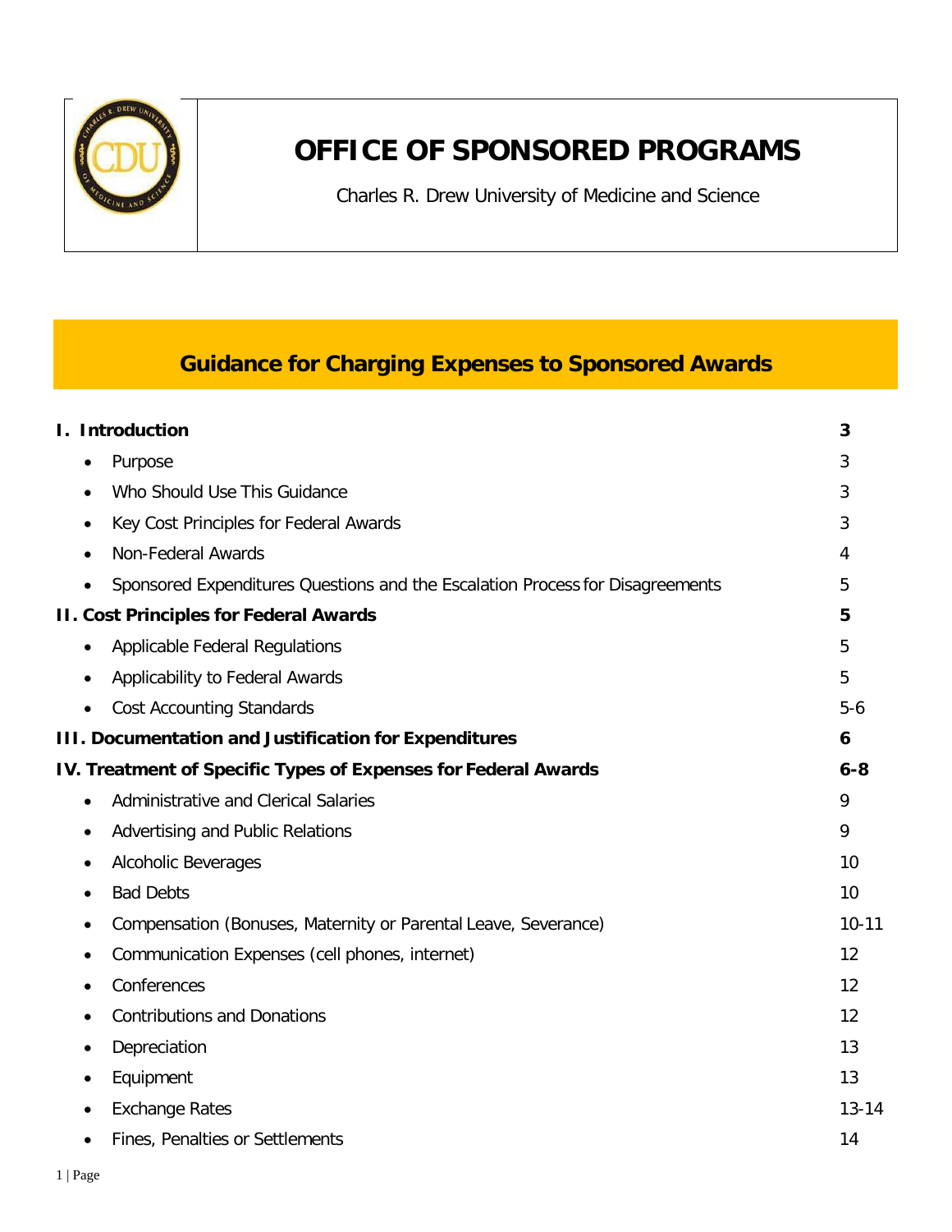# OFFICE OF SPONSORED PROGRAMS

Charles R. Drew University of Medicine and Science

## Guidance for Charging Expenses to Sponsored Awards

| | |
|---|---|
| **I. Introduction** | **3** |
| • Purpose | 3 |
| • Who Should Use This Guidance | 3 |
| • Key Cost Principles for Federal Awards | 3 |
| • Non-Federal Awards | 4 |
| • Sponsored Expenditures Questions and the Escalation Process for Disagreements | 5 |
| **II. Cost Principles for Federal Awards** | **5** |
| • Applicable Federal Regulations | 5 |
| • Applicability to Federal Awards | 5 |
| • Cost Accounting Standards | 5-6 |
| **III. Documentation and Justification for Expenditures** | **6** |
| **IV. Treatment of Specific Types of Expenses for Federal Awards** | **6-8** |
| • Administrative and Clerical Salaries | 9 |
| • Advertising and Public Relations | 9 |
| • Alcoholic Beverages | 10 |
| • Bad Debts | 10 |
| • Compensation (Bonuses, Maternity or Parental Leave, Severance) | 10-11 |
| • Communication Expenses (cell phones, internet) | 12 |
| • Conferences | 12 |
| • Contributions and Donations | 12 |
| • Depreciation | 13 |
| • Equipment | 13 |
| • Exchange Rates | 13-14 |
| • Fines, Penalties or Settlements | 14 |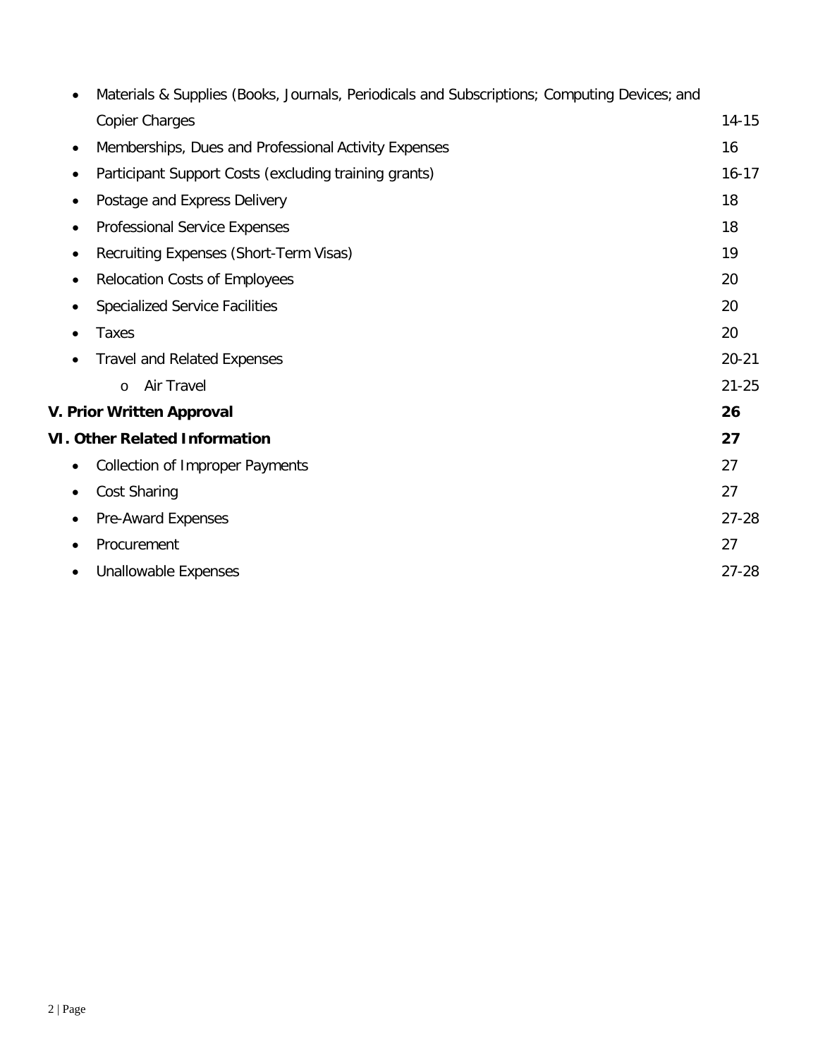- Materials & Supplies (Books, Journals, Periodicals and Subscriptions; Computing Devices; and Copier Charges 14-15
- Memberships, Dues and Professional Activity Expenses 16
- Participant Support Costs (excluding training grants) 16-17
- Postage and Express Delivery 18
- Professional Service Expenses 18
- Recruiting Expenses (Short-Term Visas) 19
- Relocation Costs of Employees 20
- Specialized Service Facilities 20
- Taxes 20
- Travel and Related Expenses 20-21
  - Air Travel 21-25

**V. Prior Written Approval 26**

**VI. Other Related Information 27**

- Collection of Improper Payments 27
- Cost Sharing 27
- Pre-Award Expenses 27-28
- Procurement 27
- Unallowable Expenses 27-28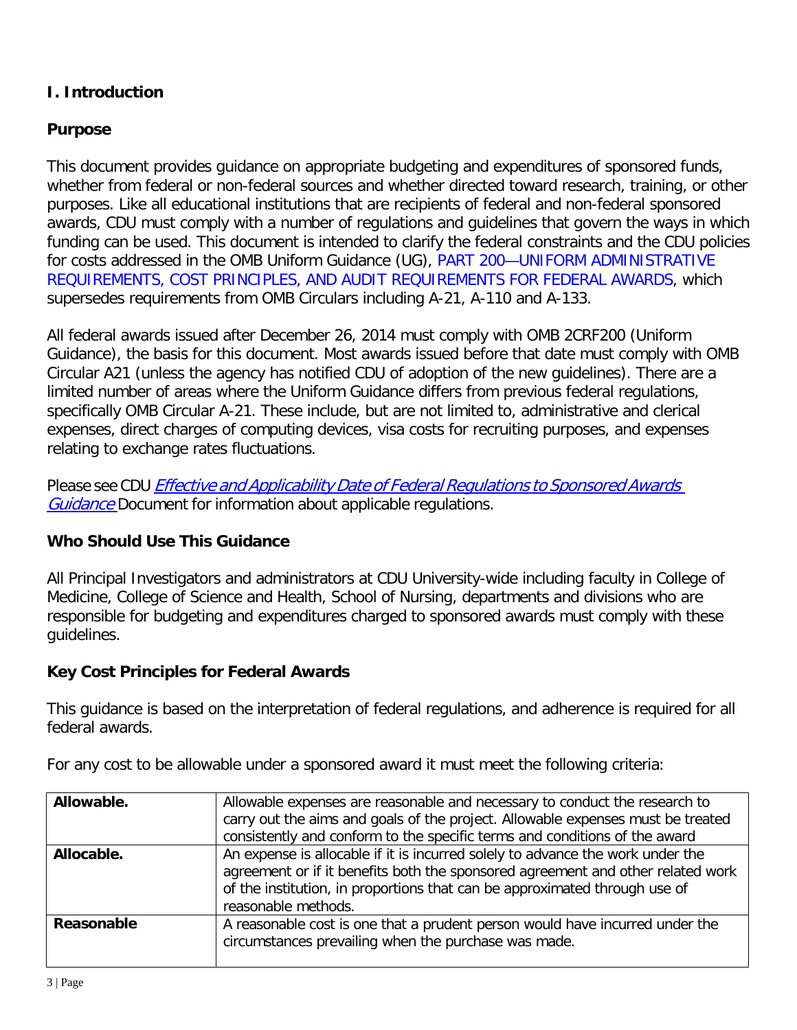# I. Introduction

## Purpose

This document provides guidance on appropriate budgeting and expenditures of sponsored funds, whether from federal or non-federal sources and whether directed toward research, training, or other purposes. Like all educational institutions that are recipients of federal and non-federal sponsored awards, CDU must comply with a number of regulations and guidelines that govern the ways in which funding can be used. This document is intended to clarify the federal constraints and the CDU policies for costs addressed in the OMB Uniform Guidance (UG), PART 200—UNIFORM ADMINISTRATIVE REQUIREMENTS, COST PRINCIPLES, AND AUDIT REQUIREMENTS FOR FEDERAL AWARDS, which supersedes requirements from OMB Circulars including A-21, A-110 and A-133.

All federal awards issued after December 26, 2014 must comply with OMB 2CRF200 (Uniform Guidance), the basis for this document. Most awards issued before that date must comply with OMB Circular A21 (unless the agency has notified CDU of adoption of the new guidelines). There are a limited number of areas where the Uniform Guidance differs from previous federal regulations, specifically OMB Circular A-21. These include, but are not limited to, administrative and clerical expenses, direct charges of computing devices, visa costs for recruiting purposes, and expenses relating to exchange rates fluctuations.

Please see CDU *Effective and Applicability Date of Federal Regulations to Sponsored Awards Guidance* Document for information about applicable regulations.

## Who Should Use This Guidance

All Principal Investigators and administrators at CDU University-wide including faculty in College of Medicine, College of Science and Health, School of Nursing, departments and divisions who are responsible for budgeting and expenditures charged to sponsored awards must comply with these guidelines.

## Key Cost Principles for Federal Awards

This guidance is based on the interpretation of federal regulations, and adherence is required for all federal awards.

For any cost to be allowable under a sponsored award it must meet the following criteria:

| | |
|---|---|
| **Allowable.** | Allowable expenses are reasonable and necessary to conduct the research to carry out the aims and goals of the project. Allowable expenses must be treated consistently and conform to the specific terms and conditions of the award |
| **Allocable.** | An expense is allocable if it is incurred solely to advance the work under the agreement or if it benefits both the sponsored agreement and other related work of the institution, in proportions that can be approximated through use of reasonable methods. |
| **Reasonable** | A reasonable cost is one that a prudent person would have incurred under the circumstances prevailing when the purchase was made. |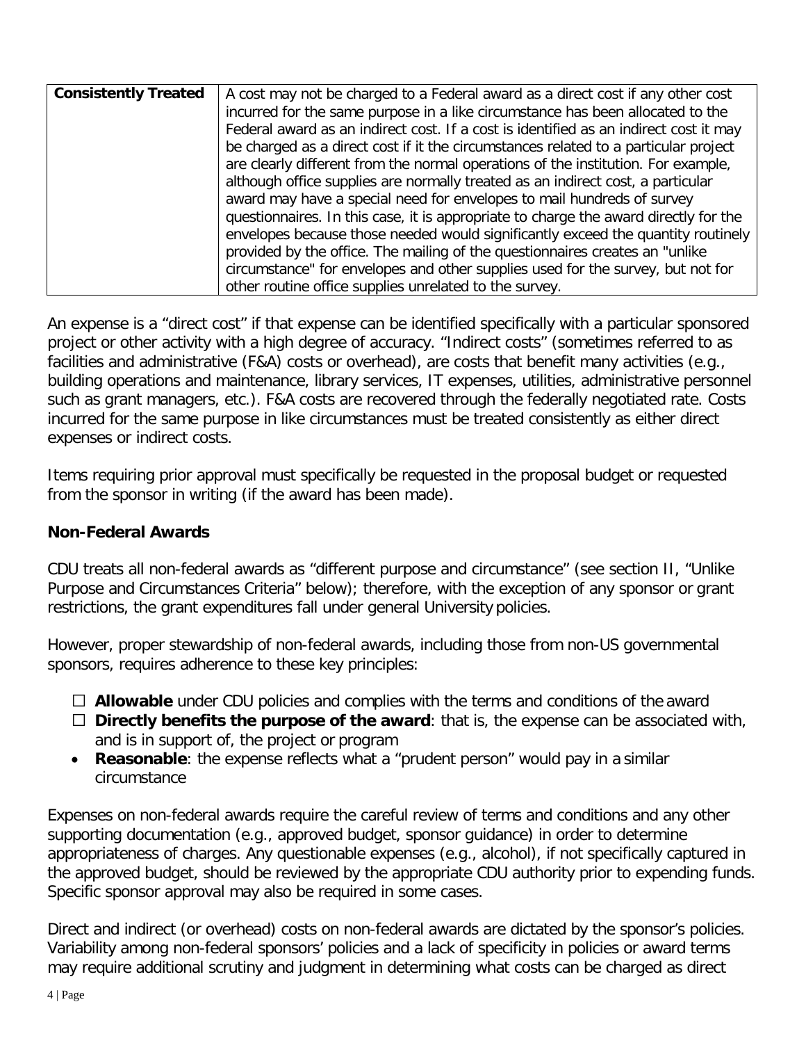| Consistently Treated | A cost may not be charged to a Federal award as a direct cost if any other cost incurred for the same purpose in a like circumstance has been allocated to the Federal award as an indirect cost. If a cost is identified as an indirect cost it may be charged as a direct cost if it the circumstances related to a particular project are clearly different from the normal operations of the institution. For example, although office supplies are normally treated as an indirect cost, a particular award may have a special need for envelopes to mail hundreds of survey questionnaires. In this case, it is appropriate to charge the award directly for the envelopes because those needed would significantly exceed the quantity routinely provided by the office. The mailing of the questionnaires creates an "unlike circumstance" for envelopes and other supplies used for the survey, but not for other routine office supplies unrelated to the survey. |
|---|---|

An expense is a "direct cost" if that expense can be identified specifically with a particular sponsored project or other activity with a high degree of accuracy. "Indirect costs" (sometimes referred to as facilities and administrative (F&A) costs or overhead), are costs that benefit many activities (e.g., building operations and maintenance, library services, IT expenses, utilities, administrative personnel such as grant managers, etc.). F&A costs are recovered through the federally negotiated rate. Costs incurred for the same purpose in like circumstances must be treated consistently as either direct expenses or indirect costs.

Items requiring prior approval must specifically be requested in the proposal budget or requested from the sponsor in writing (if the award has been made).

### Non-Federal Awards

CDU treats all non-federal awards as "different purpose and circumstance" (see section II, "Unlike Purpose and Circumstances Criteria" below); therefore, with the exception of any sponsor or grant restrictions, the grant expenditures fall under general University policies.

However, proper stewardship of non-federal awards, including those from non-US governmental sponsors, requires adherence to these key principles:

- ☐ **Allowable** under CDU policies and complies with the terms and conditions of the award
- ☐ **Directly benefits the purpose of the award**: that is, the expense can be associated with, and is in support of, the project or program
- **Reasonable**: the expense reflects what a "prudent person" would pay in a similar circumstance

Expenses on non-federal awards require the careful review of terms and conditions and any other supporting documentation (e.g., approved budget, sponsor guidance) in order to determine appropriateness of charges. Any questionable expenses (e.g., alcohol), if not specifically captured in the approved budget, should be reviewed by the appropriate CDU authority prior to expending funds. Specific sponsor approval may also be required in some cases.

Direct and indirect (or overhead) costs on non-federal awards are dictated by the sponsor's policies. Variability among non-federal sponsors' policies and a lack of specificity in policies or award terms may require additional scrutiny and judgment in determining what costs can be charged as direct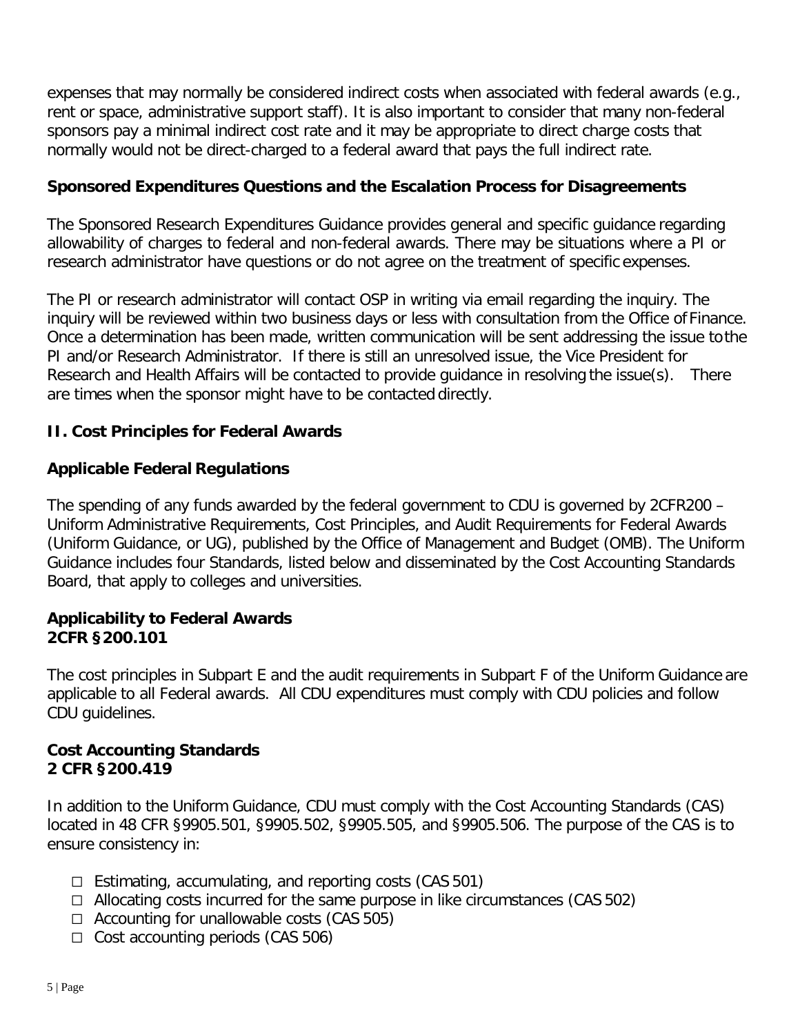expenses that may normally be considered indirect costs when associated with federal awards (e.g., rent or space, administrative support staff). It is also important to consider that many non-federal sponsors pay a minimal indirect cost rate and it may be appropriate to direct charge costs that normally would not be direct-charged to a federal award that pays the full indirect rate.

### Sponsored Expenditures Questions and the Escalation Process for Disagreements

The Sponsored Research Expenditures Guidance provides general and specific guidance regarding allowability of charges to federal and non-federal awards. There may be situations where a PI or research administrator have questions or do not agree on the treatment of specific expenses.

The PI or research administrator will contact OSP in writing via email regarding the inquiry. The inquiry will be reviewed within two business days or less with consultation from the Office of Finance. Once a determination has been made, written communication will be sent addressing the issue to the PI and/or Research Administrator. If there is still an unresolved issue, the Vice President for Research and Health Affairs will be contacted to provide guidance in resolving the issue(s). There are times when the sponsor might have to be contacted directly.

## II. Cost Principles for Federal Awards

### Applicable Federal Regulations

The spending of any funds awarded by the federal government to CDU is governed by 2CFR200 – Uniform Administrative Requirements, Cost Principles, and Audit Requirements for Federal Awards (Uniform Guidance, or UG), published by the Office of Management and Budget (OMB). The Uniform Guidance includes four Standards, listed below and disseminated by the Cost Accounting Standards Board, that apply to colleges and universities.

### Applicability to Federal Awards
### 2CFR §200.101

The cost principles in Subpart E and the audit requirements in Subpart F of the Uniform Guidance are applicable to all Federal awards. All CDU expenditures must comply with CDU policies and follow CDU guidelines.

### Cost Accounting Standards
### 2 CFR §200.419

In addition to the Uniform Guidance, CDU must comply with the Cost Accounting Standards (CAS) located in 48 CFR §9905.501, §9905.502, §9905.505, and §9905.506. The purpose of the CAS is to ensure consistency in:

- Estimating, accumulating, and reporting costs (CAS 501)
- Allocating costs incurred for the same purpose in like circumstances (CAS 502)
- Accounting for unallowable costs (CAS 505)
- Cost accounting periods (CAS 506)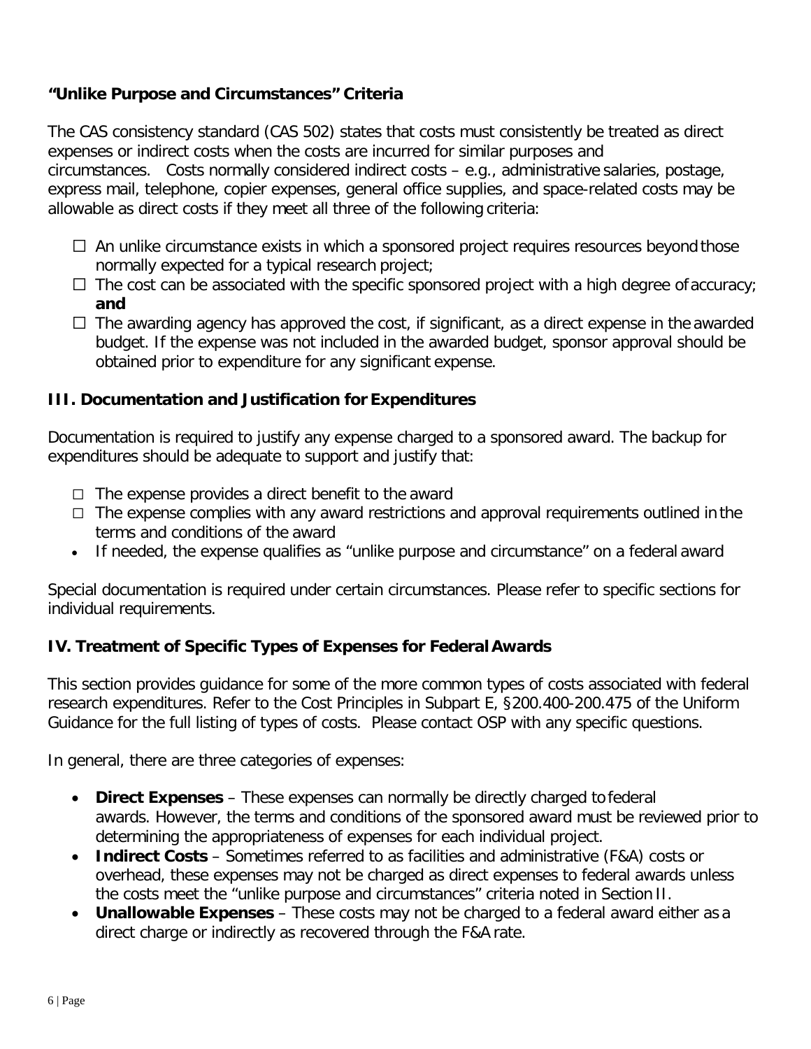### "Unlike Purpose and Circumstances" Criteria

The CAS consistency standard (CAS 502) states that costs must consistently be treated as direct expenses or indirect costs when the costs are incurred for similar purposes and circumstances. Costs normally considered indirect costs – e.g., administrative salaries, postage, express mail, telephone, copier expenses, general office supplies, and space-related costs may be allowable as direct costs if they meet all three of the following criteria:

- ☐ An unlike circumstance exists in which a sponsored project requires resources beyond those normally expected for a typical research project;
- ☐ The cost can be associated with the specific sponsored project with a high degree of accuracy; **and**
- ☐ The awarding agency has approved the cost, if significant, as a direct expense in the awarded budget. If the expense was not included in the awarded budget, sponsor approval should be obtained prior to expenditure for any significant expense.

## III. Documentation and Justification for Expenditures

Documentation is required to justify any expense charged to a sponsored award. The backup for expenditures should be adequate to support and justify that:

- ☐ The expense provides a direct benefit to the award
- ☐ The expense complies with any award restrictions and approval requirements outlined in the terms and conditions of the award
- If needed, the expense qualifies as "unlike purpose and circumstance" on a federal award

Special documentation is required under certain circumstances. Please refer to specific sections for individual requirements.

## IV. Treatment of Specific Types of Expenses for Federal Awards

This section provides guidance for some of the more common types of costs associated with federal research expenditures. Refer to the Cost Principles in Subpart E, §200.400-200.475 of the Uniform Guidance for the full listing of types of costs. Please contact OSP with any specific questions.

In general, there are three categories of expenses:

- **Direct Expenses** – These expenses can normally be directly charged to federal awards. However, the terms and conditions of the sponsored award must be reviewed prior to determining the appropriateness of expenses for each individual project.
- **Indirect Costs** – Sometimes referred to as facilities and administrative (F&A) costs or overhead, these expenses may not be charged as direct expenses to federal awards unless the costs meet the "unlike purpose and circumstances" criteria noted in Section II.
- **Unallowable Expenses** – These costs may not be charged to a federal award either as a direct charge or indirectly as recovered through the F&A rate.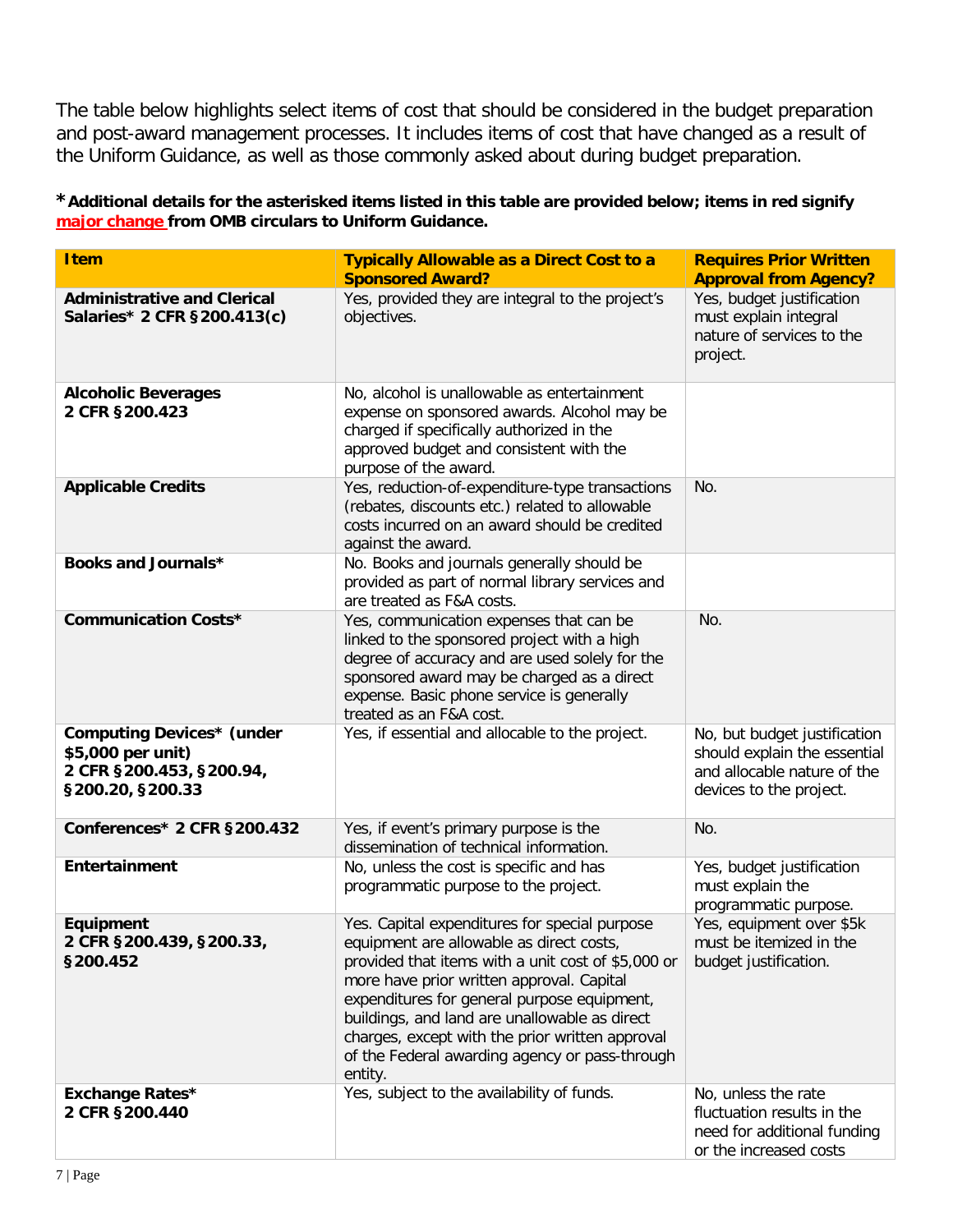The table below highlights select items of cost that should be considered in the budget preparation and post-award management processes. It includes items of cost that have changed as a result of the Uniform Guidance, as well as those commonly asked about during budget preparation.

**\* Additional details for the asterisked items listed in this table are provided below; items in red signify major change from OMB circulars to Uniform Guidance.**

| Item | Typically Allowable as a Direct Cost to a Sponsored Award? | Requires Prior Written Approval from Agency? |
|---|---|---|
| **Administrative and Clerical Salaries* 2 CFR §200.413(c)** | Yes, provided they are integral to the project's objectives. | Yes, budget justification must explain integral nature of services to the project. |
| **Alcoholic Beverages 2 CFR §200.423** | No, alcohol is unallowable as entertainment expense on sponsored awards. Alcohol may be charged if specifically authorized in the approved budget and consistent with the purpose of the award. | |
| **Applicable Credits** | Yes, reduction-of-expenditure-type transactions (rebates, discounts etc.) related to allowable costs incurred on an award should be credited against the award. | No. |
| **Books and Journals*** | No. Books and journals generally should be provided as part of normal library services and are treated as F&A costs. | |
| **Communication Costs*** | Yes, communication expenses that can be linked to the sponsored project with a high degree of accuracy and are used solely for the sponsored award may be charged as a direct expense. Basic phone service is generally treated as an F&A cost. | No. |
| **Computing Devices* (under $5,000 per unit) 2 CFR §200.453, §200.94, §200.20, §200.33** | Yes, if essential and allocable to the project. | No, but budget justification should explain the essential and allocable nature of the devices to the project. |
| **Conferences* 2 CFR §200.432** | Yes, if event's primary purpose is the dissemination of technical information. | No. |
| **Entertainment** | No, unless the cost is specific and has programmatic purpose to the project. | Yes, budget justification must explain the programmatic purpose. |
| **Equipment 2 CFR §200.439, §200.33, §200.452** | Yes. Capital expenditures for special purpose equipment are allowable as direct costs, provided that items with a unit cost of $5,000 or more have prior written approval. Capital expenditures for general purpose equipment, buildings, and land are unallowable as direct charges, except with the prior written approval of the Federal awarding agency or pass-through entity. | Yes, equipment over $5k must be itemized in the budget justification. |
| **Exchange Rates* 2 CFR §200.440** | Yes, subject to the availability of funds. | No, unless the rate fluctuation results in the need for additional funding or the increased costs |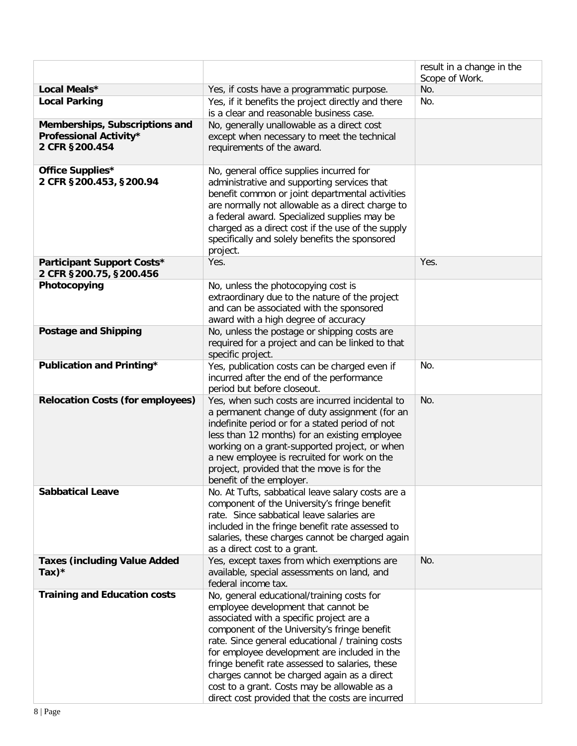| | | |
|---|---|---|
| | | result in a change in the Scope of Work. |
| **Local Meals*** | Yes, if costs have a programmatic purpose. | No. |
| **Local Parking** | Yes, if it benefits the project directly and there is a clear and reasonable business case. | No. |
| **Memberships, Subscriptions and Professional Activity*** **2 CFR §200.454** | No, generally unallowable as a direct cost except when necessary to meet the technical requirements of the award. | |
| **Office Supplies*** **2 CFR §200.453, §200.94** | No, general office supplies incurred for administrative and supporting services that benefit common or joint departmental activities are normally not allowable as a direct charge to a federal award. Specialized supplies may be charged as a direct cost if the use of the supply specifically and solely benefits the sponsored project. | |
| **Participant Support Costs*** **2 CFR §200.75, §200.456** | Yes. | Yes. |
| **Photocopying** | No, unless the photocopying cost is extraordinary due to the nature of the project and can be associated with the sponsored award with a high degree of accuracy | |
| **Postage and Shipping** | No, unless the postage or shipping costs are required for a project and can be linked to that specific project. | |
| **Publication and Printing*** | Yes, publication costs can be charged even if incurred after the end of the performance period but before closeout. | No. |
| **Relocation Costs (for employees)** | Yes, when such costs are incurred incidental to a permanent change of duty assignment (for an indefinite period or for a stated period of not less than 12 months) for an existing employee working on a grant-supported project, or when a new employee is recruited for work on the project, provided that the move is for the benefit of the employer. | No. |
| **Sabbatical Leave** | No. At Tufts, sabbatical leave salary costs are a component of the University's fringe benefit rate. Since sabbatical leave salaries are included in the fringe benefit rate assessed to salaries, these charges cannot be charged again as a direct cost to a grant. | |
| **Taxes (including Value Added Tax)*** | Yes, except taxes from which exemptions are available, special assessments on land, and federal income tax. | No. |
| **Training and Education costs** | No, general educational/training costs for employee development that cannot be associated with a specific project are a component of the University's fringe benefit rate. Since general educational / training costs for employee development are included in the fringe benefit rate assessed to salaries, these charges cannot be charged again as a direct cost to a grant. Costs may be allowable as a direct cost provided that the costs are incurred | |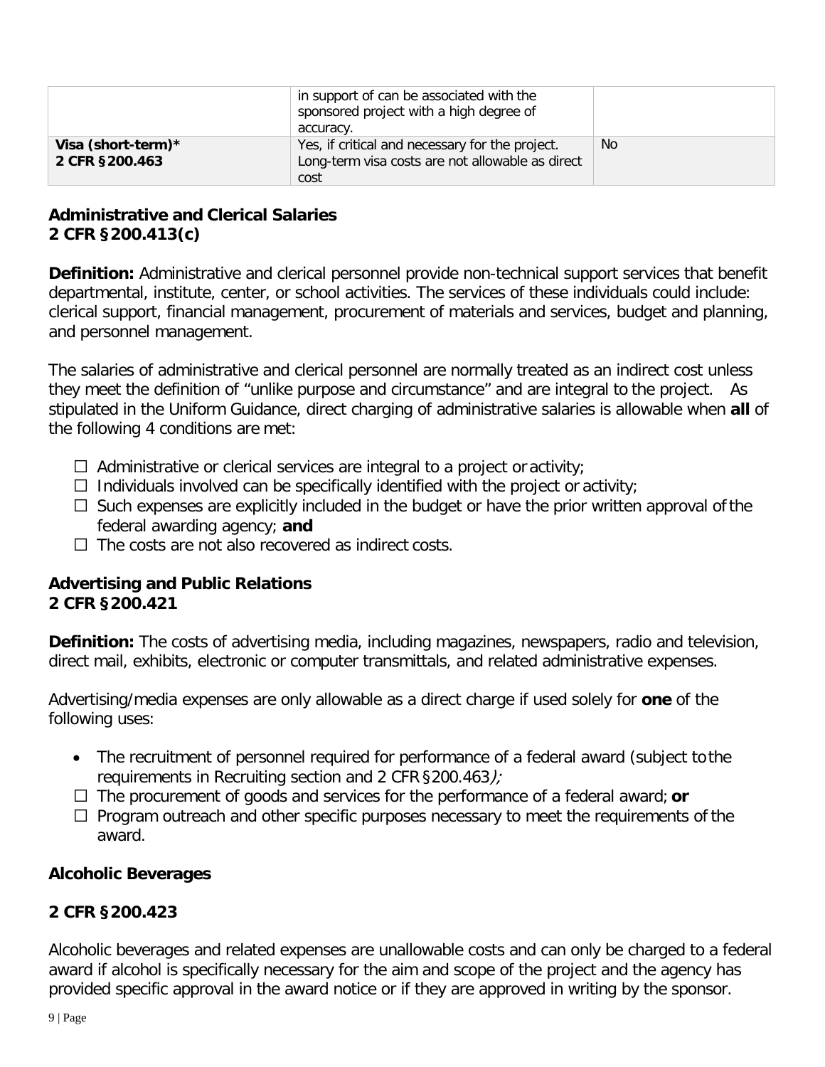|  | in support of can be associated with the sponsored project with a high degree of accuracy. |  |
| --- | --- | --- |
| **Visa (short-term)*** **2 CFR §200.463** | Yes, if critical and necessary for the project. Long-term visa costs are not allowable as direct cost | No |

### Administrative and Clerical Salaries
### 2 CFR §200.413(c)

**Definition:** Administrative and clerical personnel provide non-technical support services that benefit departmental, institute, center, or school activities. The services of these individuals could include: clerical support, financial management, procurement of materials and services, budget and planning, and personnel management.

The salaries of administrative and clerical personnel are normally treated as an indirect cost unless they meet the definition of "unlike purpose and circumstance" and are integral to the project. As stipulated in the Uniform Guidance, direct charging of administrative salaries is allowable when **all** of the following 4 conditions are met:

- ☐ Administrative or clerical services are integral to a project or activity;
- ☐ Individuals involved can be specifically identified with the project or activity;
- ☐ Such expenses are explicitly included in the budget or have the prior written approval of the federal awarding agency; **and**
- ☐ The costs are not also recovered as indirect costs.

### Advertising and Public Relations
### 2 CFR §200.421

**Definition:** The costs of advertising media, including magazines, newspapers, radio and television, direct mail, exhibits, electronic or computer transmittals, and related administrative expenses.

Advertising/media expenses are only allowable as a direct charge if used solely for **one** of the following uses:

- The recruitment of personnel required for performance of a federal award (subject to the requirements in Recruiting section and 2 CFR §200.463*);*
- ☐ The procurement of goods and services for the performance of a federal award; **or**
- ☐ Program outreach and other specific purposes necessary to meet the requirements of the award.

### Alcoholic Beverages

### 2 CFR §200.423

Alcoholic beverages and related expenses are unallowable costs and can only be charged to a federal award if alcohol is specifically necessary for the aim and scope of the project and the agency has provided specific approval in the award notice or if they are approved in writing by the sponsor.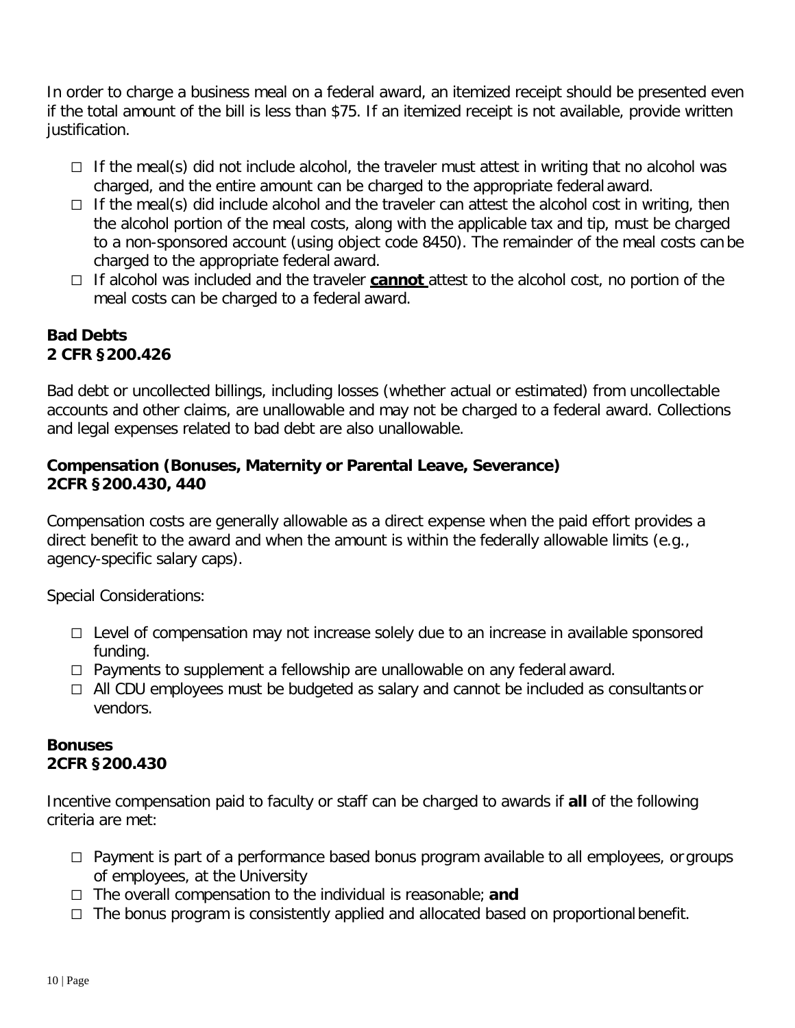In order to charge a business meal on a federal award, an itemized receipt should be presented even if the total amount of the bill is less than $75. If an itemized receipt is not available, provide written justification.

- If the meal(s) did not include alcohol, the traveler must attest in writing that no alcohol was charged, and the entire amount can be charged to the appropriate federal award.
- If the meal(s) did include alcohol and the traveler can attest the alcohol cost in writing, then the alcohol portion of the meal costs, along with the applicable tax and tip, must be charged to a non-sponsored account (using object code 8450). The remainder of the meal costs can be charged to the appropriate federal award.
- If alcohol was included and the traveler **cannot** attest to the alcohol cost, no portion of the meal costs can be charged to a federal award.

**Bad Debts**
**2 CFR §200.426**

Bad debt or uncollected billings, including losses (whether actual or estimated) from uncollectable accounts and other claims, are unallowable and may not be charged to a federal award. Collections and legal expenses related to bad debt are also unallowable.

**Compensation (Bonuses, Maternity or Parental Leave, Severance)**
**2CFR §200.430, 440**

Compensation costs are generally allowable as a direct expense when the paid effort provides a direct benefit to the award and when the amount is within the federally allowable limits (e.g., agency-specific salary caps).

Special Considerations:

- Level of compensation may not increase solely due to an increase in available sponsored funding.
- Payments to supplement a fellowship are unallowable on any federal award.
- All CDU employees must be budgeted as salary and cannot be included as consultants or vendors.

**Bonuses**
**2CFR §200.430**

Incentive compensation paid to faculty or staff can be charged to awards if **all** of the following criteria are met:

- Payment is part of a performance based bonus program available to all employees, or groups of employees, at the University
- The overall compensation to the individual is reasonable; **and**
- The bonus program is consistently applied and allocated based on proportional benefit.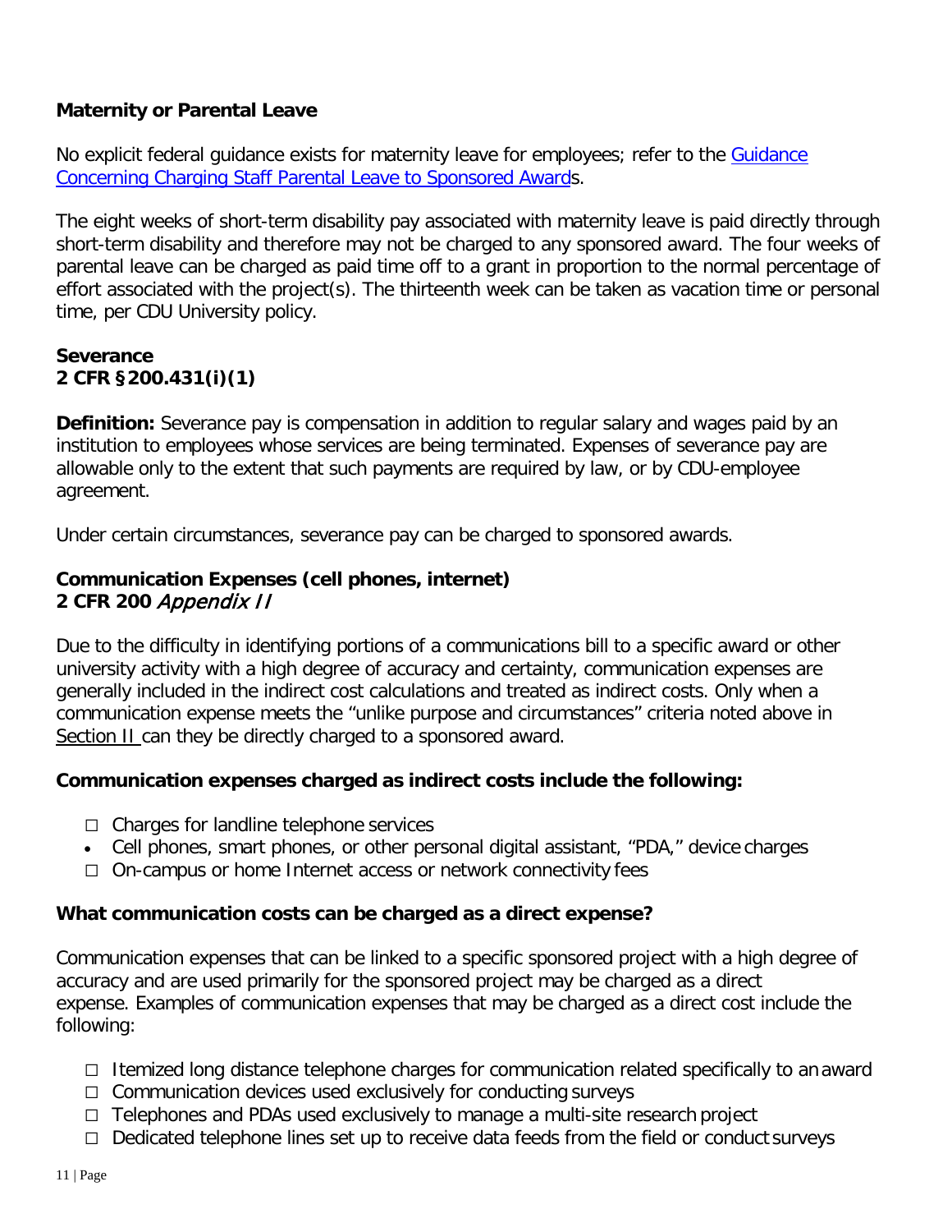**Maternity or Parental Leave**

No explicit federal guidance exists for maternity leave for employees; refer to the [Guidance Concerning Charging Staff Parental Leave to Sponsored Awards]().

The eight weeks of short-term disability pay associated with maternity leave is paid directly through short-term disability and therefore may not be charged to any sponsored award. The four weeks of parental leave can be charged as paid time off to a grant in proportion to the normal percentage of effort associated with the project(s). The thirteenth week can be taken as vacation time or personal time, per CDU University policy.

**Severance**
**2 CFR §200.431(i)(1)**

**Definition:** Severance pay is compensation in addition to regular salary and wages paid by an institution to employees whose services are being terminated. Expenses of severance pay are allowable only to the extent that such payments are required by law, or by CDU-employee agreement.

Under certain circumstances, severance pay can be charged to sponsored awards.

**Communication Expenses (cell phones, internet)**
**2 CFR 200** ***Appendix II***

Due to the difficulty in identifying portions of a communications bill to a specific award or other university activity with a high degree of accuracy and certainty, communication expenses are generally included in the indirect cost calculations and treated as indirect costs. Only when a communication expense meets the "unlike purpose and circumstances" criteria noted above in Section II can they be directly charged to a sponsored award.

**Communication expenses charged as indirect costs include the following:**

- Charges for landline telephone services
- Cell phones, smart phones, or other personal digital assistant, "PDA," device charges
- On-campus or home Internet access or network connectivity fees

**What communication costs can be charged as a direct expense?**

Communication expenses that can be linked to a specific sponsored project with a high degree of accuracy and are used primarily for the sponsored project may be charged as a direct expense. Examples of communication expenses that may be charged as a direct cost include the following:

- Itemized long distance telephone charges for communication related specifically to an award
- Communication devices used exclusively for conducting surveys
- Telephones and PDAs used exclusively to manage a multi-site research project
- Dedicated telephone lines set up to receive data feeds from the field or conduct surveys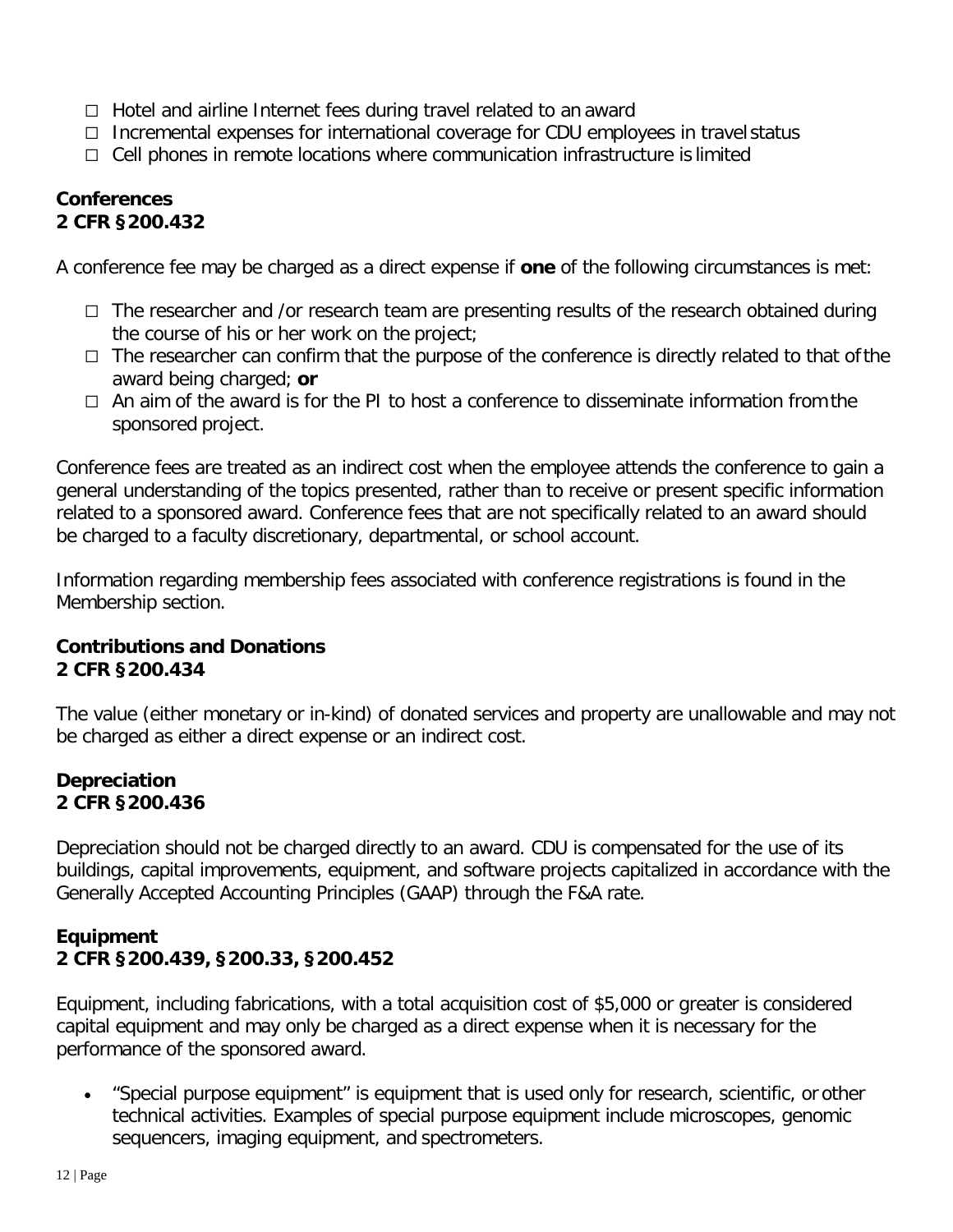- Hotel and airline Internet fees during travel related to an award
- Incremental expenses for international coverage for CDU employees in travel status
- Cell phones in remote locations where communication infrastructure is limited

**Conferences**
**2 CFR §200.432**

A conference fee may be charged as a direct expense if **one** of the following circumstances is met:

- The researcher and /or research team are presenting results of the research obtained during the course of his or her work on the project;
- The researcher can confirm that the purpose of the conference is directly related to that of the award being charged; **or**
- An aim of the award is for the PI to host a conference to disseminate information from the sponsored project.

Conference fees are treated as an indirect cost when the employee attends the conference to gain a general understanding of the topics presented, rather than to receive or present specific information related to a sponsored award. Conference fees that are not specifically related to an award should be charged to a faculty discretionary, departmental, or school account.

Information regarding membership fees associated with conference registrations is found in the Membership section.

**Contributions and Donations**
**2 CFR §200.434**

The value (either monetary or in-kind) of donated services and property are unallowable and may not be charged as either a direct expense or an indirect cost.

**Depreciation**
**2 CFR §200.436**

Depreciation should not be charged directly to an award. CDU is compensated for the use of its buildings, capital improvements, equipment, and software projects capitalized in accordance with the Generally Accepted Accounting Principles (GAAP) through the F&A rate.

**Equipment**
**2 CFR §200.439, §200.33, §200.452**

Equipment, including fabrications, with a total acquisition cost of $5,000 or greater is considered capital equipment and may only be charged as a direct expense when it is necessary for the performance of the sponsored award.

- "Special purpose equipment" is equipment that is used only for research, scientific, or other technical activities. Examples of special purpose equipment include microscopes, genomic sequencers, imaging equipment, and spectrometers.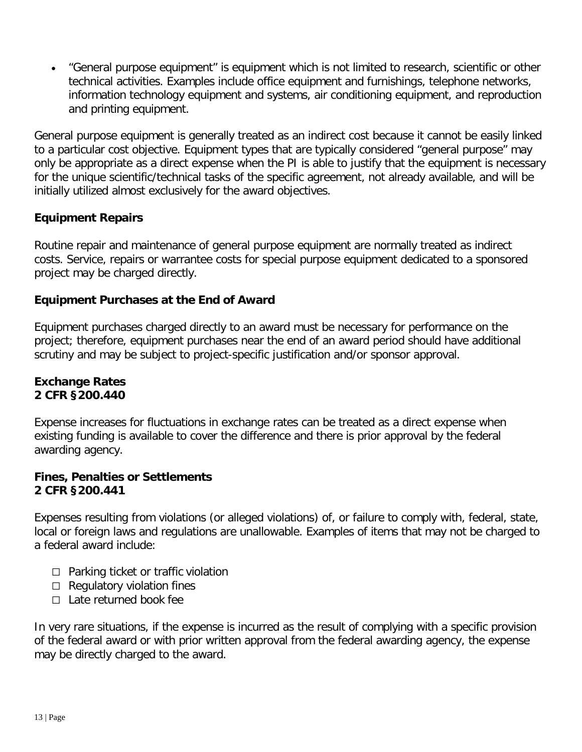- "General purpose equipment" is equipment which is not limited to research, scientific or other technical activities. Examples include office equipment and furnishings, telephone networks, information technology equipment and systems, air conditioning equipment, and reproduction and printing equipment.

General purpose equipment is generally treated as an indirect cost because it cannot be easily linked to a particular cost objective. Equipment types that are typically considered "general purpose" may only be appropriate as a direct expense when the PI is able to justify that the equipment is necessary for the unique scientific/technical tasks of the specific agreement, not already available, and will be initially utilized almost exclusively for the award objectives.

**Equipment Repairs**

Routine repair and maintenance of general purpose equipment are normally treated as indirect costs. Service, repairs or warrantee costs for special purpose equipment dedicated to a sponsored project may be charged directly.

**Equipment Purchases at the End of Award**

Equipment purchases charged directly to an award must be necessary for performance on the project; therefore, equipment purchases near the end of an award period should have additional scrutiny and may be subject to project-specific justification and/or sponsor approval.

**Exchange Rates**
**2 CFR §200.440**

Expense increases for fluctuations in exchange rates can be treated as a direct expense when existing funding is available to cover the difference and there is prior approval by the federal awarding agency.

**Fines, Penalties or Settlements**
**2 CFR §200.441**

Expenses resulting from violations (or alleged violations) of, or failure to comply with, federal, state, local or foreign laws and regulations are unallowable. Examples of items that may not be charged to a federal award include:

- Parking ticket or traffic violation
- Regulatory violation fines
- Late returned book fee

In very rare situations, if the expense is incurred as the result of complying with a specific provision of the federal award or with prior written approval from the federal awarding agency, the expense may be directly charged to the award.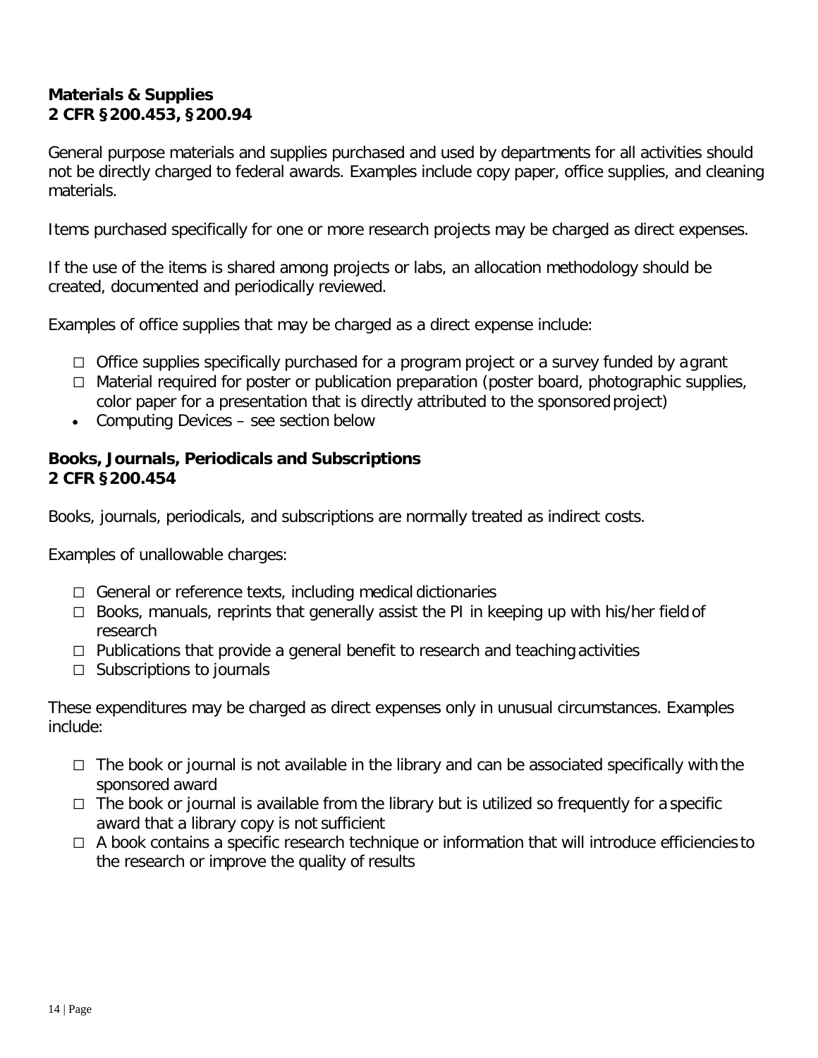**Materials & Supplies**
**2 CFR §200.453, §200.94**

General purpose materials and supplies purchased and used by departments for all activities should not be directly charged to federal awards. Examples include copy paper, office supplies, and cleaning materials.

Items purchased specifically for one or more research projects may be charged as direct expenses.

If the use of the items is shared among projects or labs, an allocation methodology should be created, documented and periodically reviewed.

Examples of office supplies that may be charged as a direct expense include:

- Office supplies specifically purchased for a program project or a survey funded by a grant
- Material required for poster or publication preparation (poster board, photographic supplies, color paper for a presentation that is directly attributed to the sponsored project)
- Computing Devices – see section below

**Books, Journals, Periodicals and Subscriptions**
**2 CFR §200.454**

Books, journals, periodicals, and subscriptions are normally treated as indirect costs.

Examples of unallowable charges:

- General or reference texts, including medical dictionaries
- Books, manuals, reprints that generally assist the PI in keeping up with his/her field of research
- Publications that provide a general benefit to research and teaching activities
- Subscriptions to journals

These expenditures may be charged as direct expenses only in unusual circumstances. Examples include:

- The book or journal is not available in the library and can be associated specifically with the sponsored award
- The book or journal is available from the library but is utilized so frequently for a specific award that a library copy is not sufficient
- A book contains a specific research technique or information that will introduce efficiencies to the research or improve the quality of results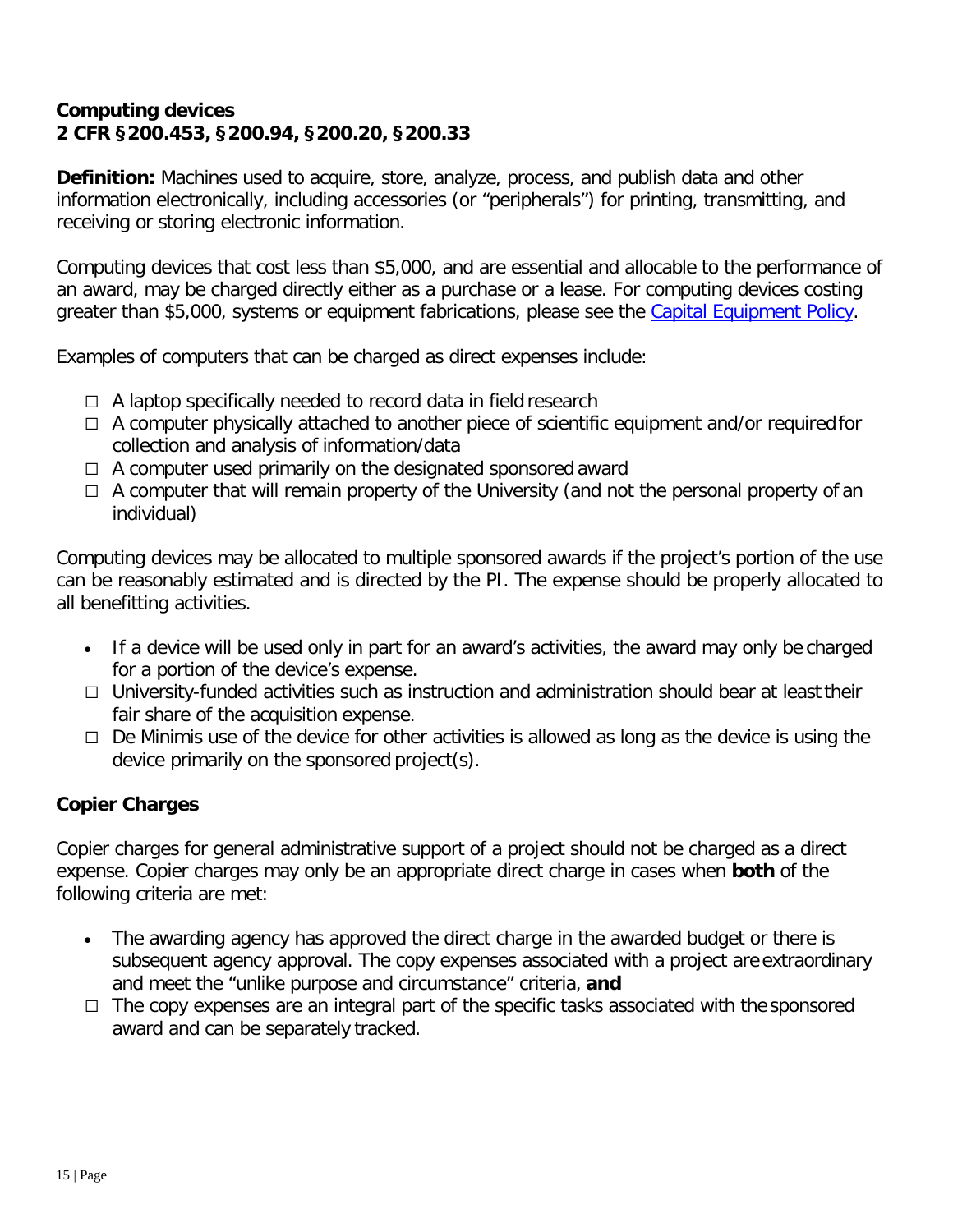**Computing devices**
**2 CFR §200.453, §200.94, §200.20, §200.33**

**Definition:** Machines used to acquire, store, analyze, process, and publish data and other information electronically, including accessories (or “peripherals”) for printing, transmitting, and receiving or storing electronic information.

Computing devices that cost less than $5,000, and are essential and allocable to the performance of an award, may be charged directly either as a purchase or a lease. For computing devices costing greater than $5,000, systems or equipment fabrications, please see the Capital Equipment Policy.

Examples of computers that can be charged as direct expenses include:

- A laptop specifically needed to record data in field research
- A computer physically attached to another piece of scientific equipment and/or required for collection and analysis of information/data
- A computer used primarily on the designated sponsored award
- A computer that will remain property of the University (and not the personal property of an individual)

Computing devices may be allocated to multiple sponsored awards if the project’s portion of the use can be reasonably estimated and is directed by the PI. The expense should be properly allocated to all benefitting activities.

- If a device will be used only in part for an award’s activities, the award may only be charged for a portion of the device’s expense.
- University-funded activities such as instruction and administration should bear at least their fair share of the acquisition expense.
- De Minimis use of the device for other activities is allowed as long as the device is using the device primarily on the sponsored project(s).

**Copier Charges**

Copier charges for general administrative support of a project should not be charged as a direct expense. Copier charges may only be an appropriate direct charge in cases when **both** of the following criteria are met:

- The awarding agency has approved the direct charge in the awarded budget or there is subsequent agency approval. The copy expenses associated with a project are extraordinary and meet the “unlike purpose and circumstance” criteria, **and**
- The copy expenses are an integral part of the specific tasks associated with the sponsored award and can be separately tracked.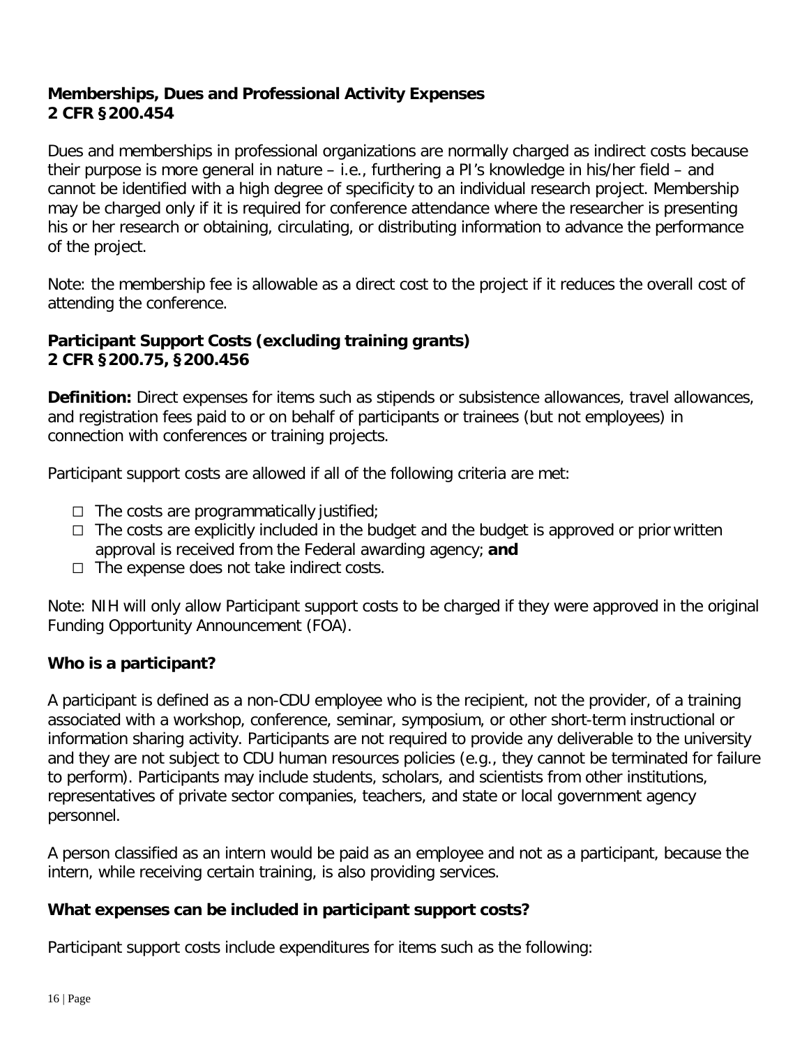**Memberships, Dues and Professional Activity Expenses**
**2 CFR §200.454**

Dues and memberships in professional organizations are normally charged as indirect costs because their purpose is more general in nature – i.e., furthering a PI's knowledge in his/her field – and cannot be identified with a high degree of specificity to an individual research project. Membership may be charged only if it is required for conference attendance where the researcher is presenting his or her research or obtaining, circulating, or distributing information to advance the performance of the project.

Note: the membership fee is allowable as a direct cost to the project if it reduces the overall cost of attending the conference.

**Participant Support Costs (excluding training grants)**
**2 CFR §200.75, §200.456**

**Definition:** Direct expenses for items such as stipends or subsistence allowances, travel allowances, and registration fees paid to or on behalf of participants or trainees (but not employees) in connection with conferences or training projects.

Participant support costs are allowed if all of the following criteria are met:

- ☐ The costs are programmatically justified;
- ☐ The costs are explicitly included in the budget and the budget is approved or prior written approval is received from the Federal awarding agency; **and**
- ☐ The expense does not take indirect costs.

Note: NIH will only allow Participant support costs to be charged if they were approved in the original Funding Opportunity Announcement (FOA).

**Who is a participant?**

A participant is defined as a non-CDU employee who is the recipient, not the provider, of a training associated with a workshop, conference, seminar, symposium, or other short-term instructional or information sharing activity. Participants are not required to provide any deliverable to the university and they are not subject to CDU human resources policies (e.g., they cannot be terminated for failure to perform). Participants may include students, scholars, and scientists from other institutions, representatives of private sector companies, teachers, and state or local government agency personnel.

A person classified as an intern would be paid as an employee and not as a participant, because the intern, while receiving certain training, is also providing services.

**What expenses can be included in participant support costs?**

Participant support costs include expenditures for items such as the following: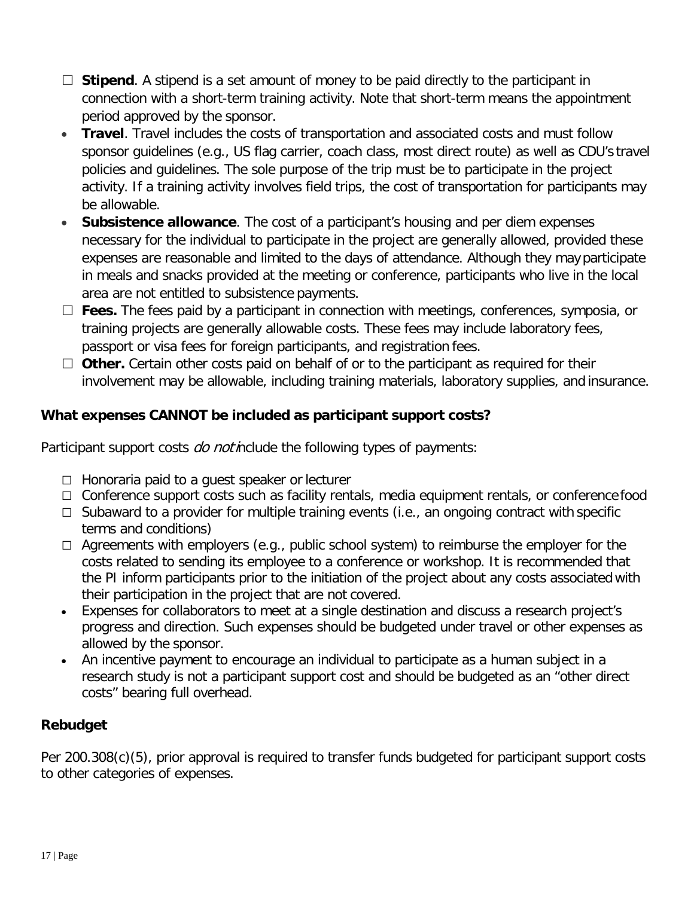- **Stipend**. A stipend is a set amount of money to be paid directly to the participant in connection with a short-term training activity. Note that short-term means the appointment period approved by the sponsor.
- **Travel**. Travel includes the costs of transportation and associated costs and must follow sponsor guidelines (e.g., US flag carrier, coach class, most direct route) as well as CDU's travel policies and guidelines. The sole purpose of the trip must be to participate in the project activity. If a training activity involves field trips, the cost of transportation for participants may be allowable.
- **Subsistence allowance**. The cost of a participant's housing and per diem expenses necessary for the individual to participate in the project are generally allowed, provided these expenses are reasonable and limited to the days of attendance. Although they may participate in meals and snacks provided at the meeting or conference, participants who live in the local area are not entitled to subsistence payments.
- **Fees.** The fees paid by a participant in connection with meetings, conferences, symposia, or training projects are generally allowable costs. These fees may include laboratory fees, passport or visa fees for foreign participants, and registration fees.
- **Other.** Certain other costs paid on behalf of or to the participant as required for their involvement may be allowable, including training materials, laboratory supplies, and insurance.

**What expenses CANNOT be included as participant support costs?**

Participant support costs *do not* include the following types of payments:

- Honoraria paid to a guest speaker or lecturer
- Conference support costs such as facility rentals, media equipment rentals, or conference food
- Subaward to a provider for multiple training events (i.e., an ongoing contract with specific terms and conditions)
- Agreements with employers (e.g., public school system) to reimburse the employer for the costs related to sending its employee to a conference or workshop. It is recommended that the PI inform participants prior to the initiation of the project about any costs associated with their participation in the project that are not covered.
- Expenses for collaborators to meet at a single destination and discuss a research project's progress and direction. Such expenses should be budgeted under travel or other expenses as allowed by the sponsor.
- An incentive payment to encourage an individual to participate as a human subject in a research study is not a participant support cost and should be budgeted as an "other direct costs" bearing full overhead.

**Rebudget**

Per 200.308(c)(5), prior approval is required to transfer funds budgeted for participant support costs to other categories of expenses.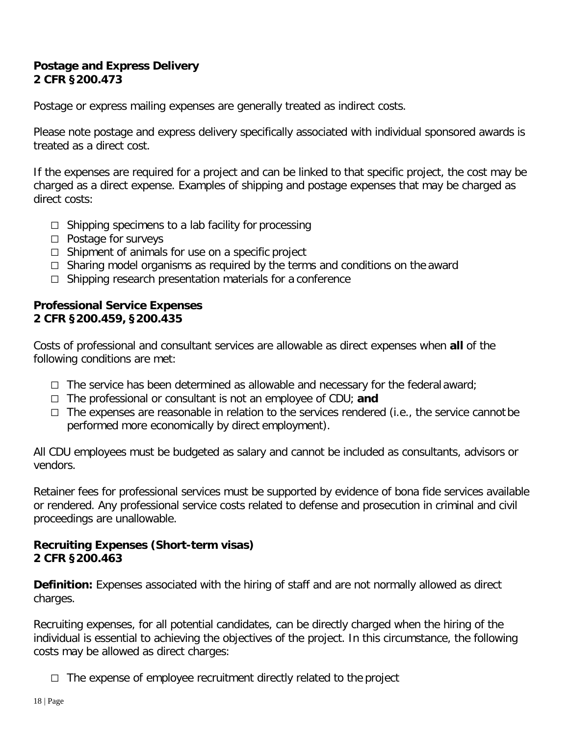**Postage and Express Delivery**
**2 CFR §200.473**

Postage or express mailing expenses are generally treated as indirect costs.

Please note postage and express delivery specifically associated with individual sponsored awards is treated as a direct cost.

If the expenses are required for a project and can be linked to that specific project, the cost may be charged as a direct expense. Examples of shipping and postage expenses that may be charged as direct costs:

- Shipping specimens to a lab facility for processing
- Postage for surveys
- Shipment of animals for use on a specific project
- Sharing model organisms as required by the terms and conditions on the award
- Shipping research presentation materials for a conference

**Professional Service Expenses**
**2 CFR §200.459, §200.435**

Costs of professional and consultant services are allowable as direct expenses when **all** of the following conditions are met:

- The service has been determined as allowable and necessary for the federal award;
- The professional or consultant is not an employee of CDU; **and**
- The expenses are reasonable in relation to the services rendered (i.e., the service cannot be performed more economically by direct employment).

All CDU employees must be budgeted as salary and cannot be included as consultants, advisors or vendors.

Retainer fees for professional services must be supported by evidence of bona fide services available or rendered. Any professional service costs related to defense and prosecution in criminal and civil proceedings are unallowable.

**Recruiting Expenses (Short-term visas)**
**2 CFR §200.463**

**Definition:** Expenses associated with the hiring of staff and are not normally allowed as direct charges.

Recruiting expenses, for all potential candidates, can be directly charged when the hiring of the individual is essential to achieving the objectives of the project. In this circumstance, the following costs may be allowed as direct charges:

- The expense of employee recruitment directly related to the project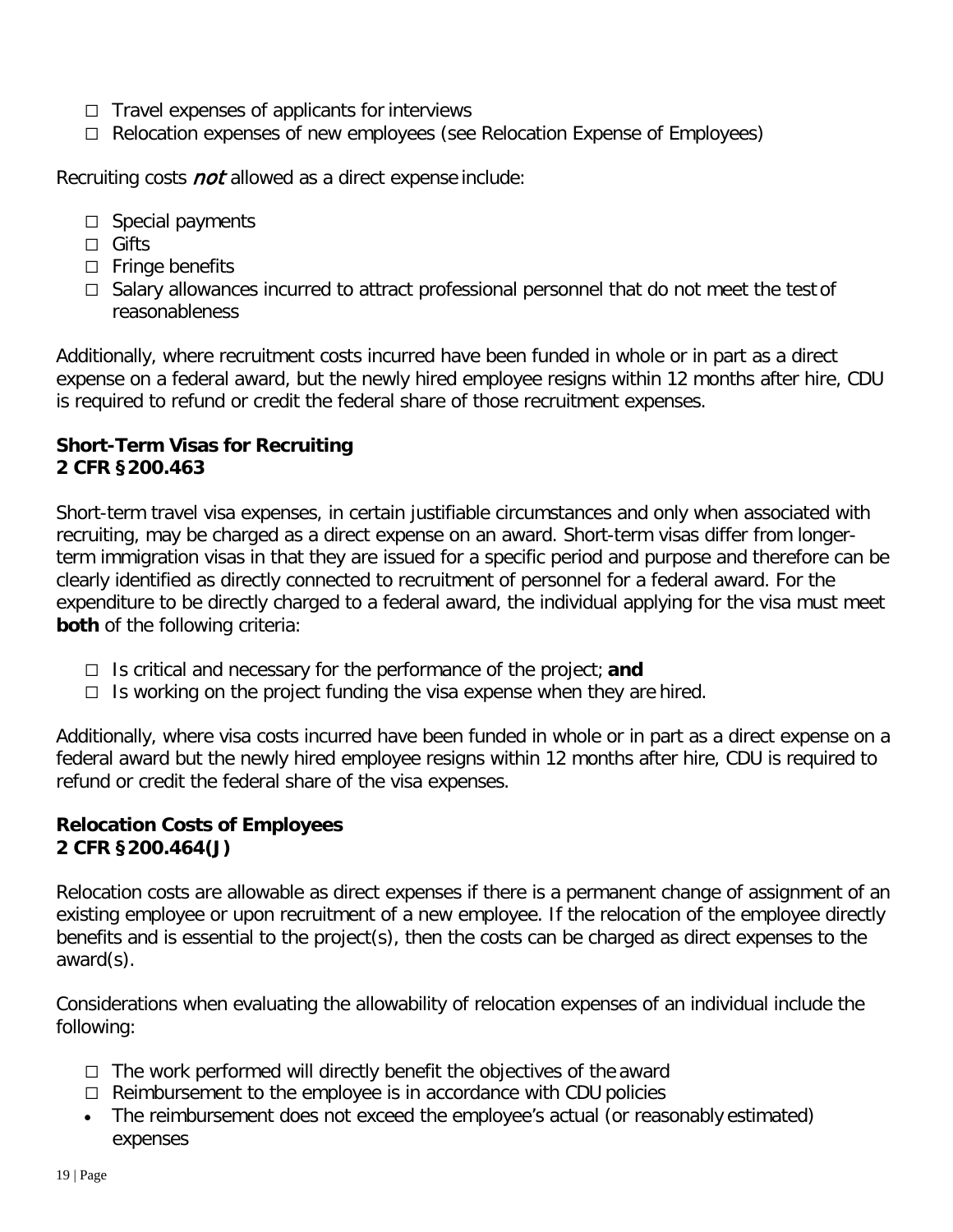- Travel expenses of applicants for interviews
- Relocation expenses of new employees (see Relocation Expense of Employees)

Recruiting costs *not* allowed as a direct expense include:

- Special payments
- Gifts
- Fringe benefits
- Salary allowances incurred to attract professional personnel that do not meet the test of reasonableness

Additionally, where recruitment costs incurred have been funded in whole or in part as a direct expense on a federal award, but the newly hired employee resigns within 12 months after hire, CDU is required to refund or credit the federal share of those recruitment expenses.

**Short-Term Visas for Recruiting**
**2 CFR §200.463**

Short-term travel visa expenses, in certain justifiable circumstances and only when associated with recruiting, may be charged as a direct expense on an award. Short-term visas differ from longer-term immigration visas in that they are issued for a specific period and purpose and therefore can be clearly identified as directly connected to recruitment of personnel for a federal award. For the expenditure to be directly charged to a federal award, the individual applying for the visa must meet **both** of the following criteria:

- Is critical and necessary for the performance of the project; **and**
- Is working on the project funding the visa expense when they are hired.

Additionally, where visa costs incurred have been funded in whole or in part as a direct expense on a federal award but the newly hired employee resigns within 12 months after hire, CDU is required to refund or credit the federal share of the visa expenses.

**Relocation Costs of Employees**
**2 CFR §200.464(J)**

Relocation costs are allowable as direct expenses if there is a permanent change of assignment of an existing employee or upon recruitment of a new employee. If the relocation of the employee directly benefits and is essential to the project(s), then the costs can be charged as direct expenses to the award(s).

Considerations when evaluating the allowability of relocation expenses of an individual include the following:

- The work performed will directly benefit the objectives of the award
- Reimbursement to the employee is in accordance with CDU policies
- The reimbursement does not exceed the employee's actual (or reasonably estimated) expenses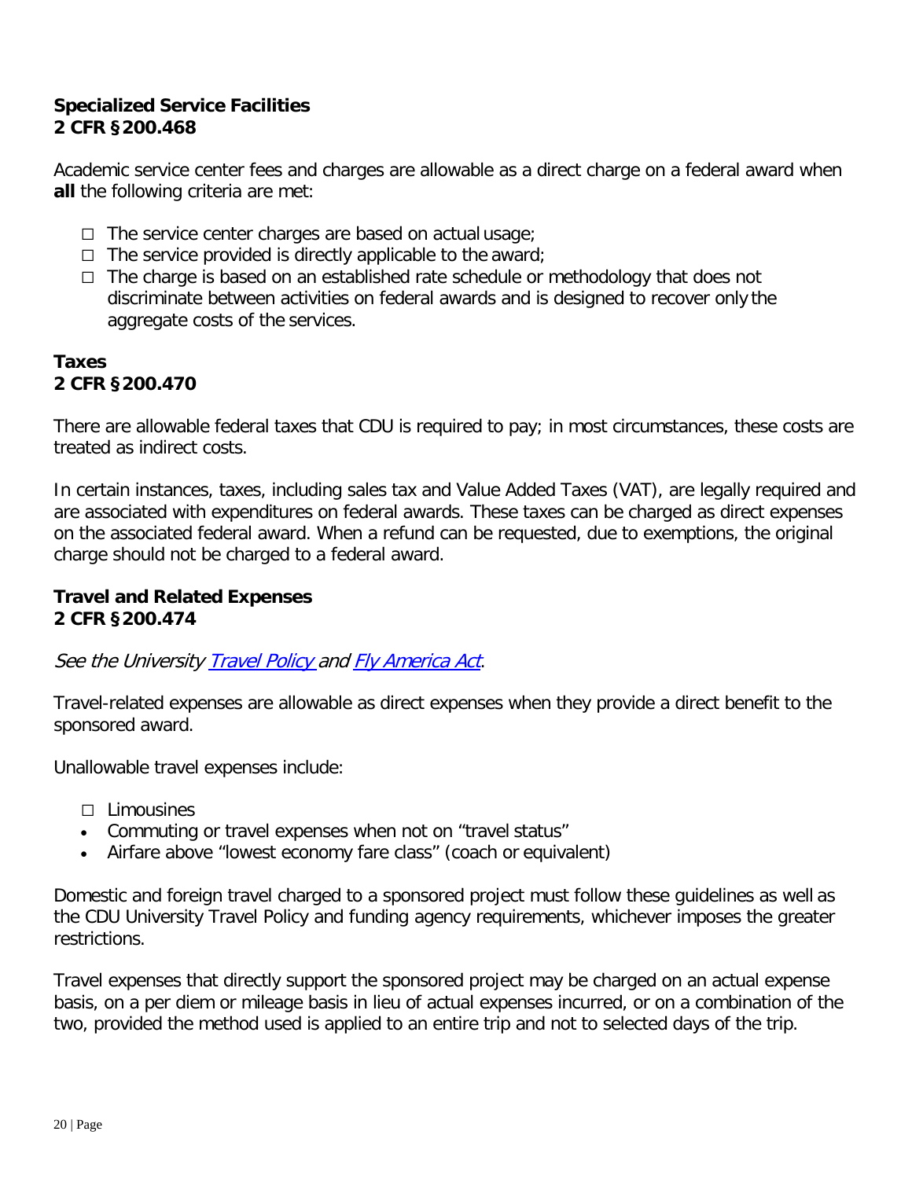**Specialized Service Facilities**
**2 CFR §200.468**

Academic service center fees and charges are allowable as a direct charge on a federal award when **all** the following criteria are met:

- The service center charges are based on actual usage;
- The service provided is directly applicable to the award;
- The charge is based on an established rate schedule or methodology that does not discriminate between activities on federal awards and is designed to recover only the aggregate costs of the services.

**Taxes**
**2 CFR §200.470**

There are allowable federal taxes that CDU is required to pay; in most circumstances, these costs are treated as indirect costs.

In certain instances, taxes, including sales tax and Value Added Taxes (VAT), are legally required and are associated with expenditures on federal awards. These taxes can be charged as direct expenses on the associated federal award. When a refund can be requested, due to exemptions, the original charge should not be charged to a federal award.

**Travel and Related Expenses**
**2 CFR §200.474**

*See the University Travel Policy and Fly America Act.*

Travel-related expenses are allowable as direct expenses when they provide a direct benefit to the sponsored award.

Unallowable travel expenses include:

- Limousines
- Commuting or travel expenses when not on "travel status"
- Airfare above "lowest economy fare class" (coach or equivalent)

Domestic and foreign travel charged to a sponsored project must follow these guidelines as well as the CDU University Travel Policy and funding agency requirements, whichever imposes the greater restrictions.

Travel expenses that directly support the sponsored project may be charged on an actual expense basis, on a per diem or mileage basis in lieu of actual expenses incurred, or on a combination of the two, provided the method used is applied to an entire trip and not to selected days of the trip.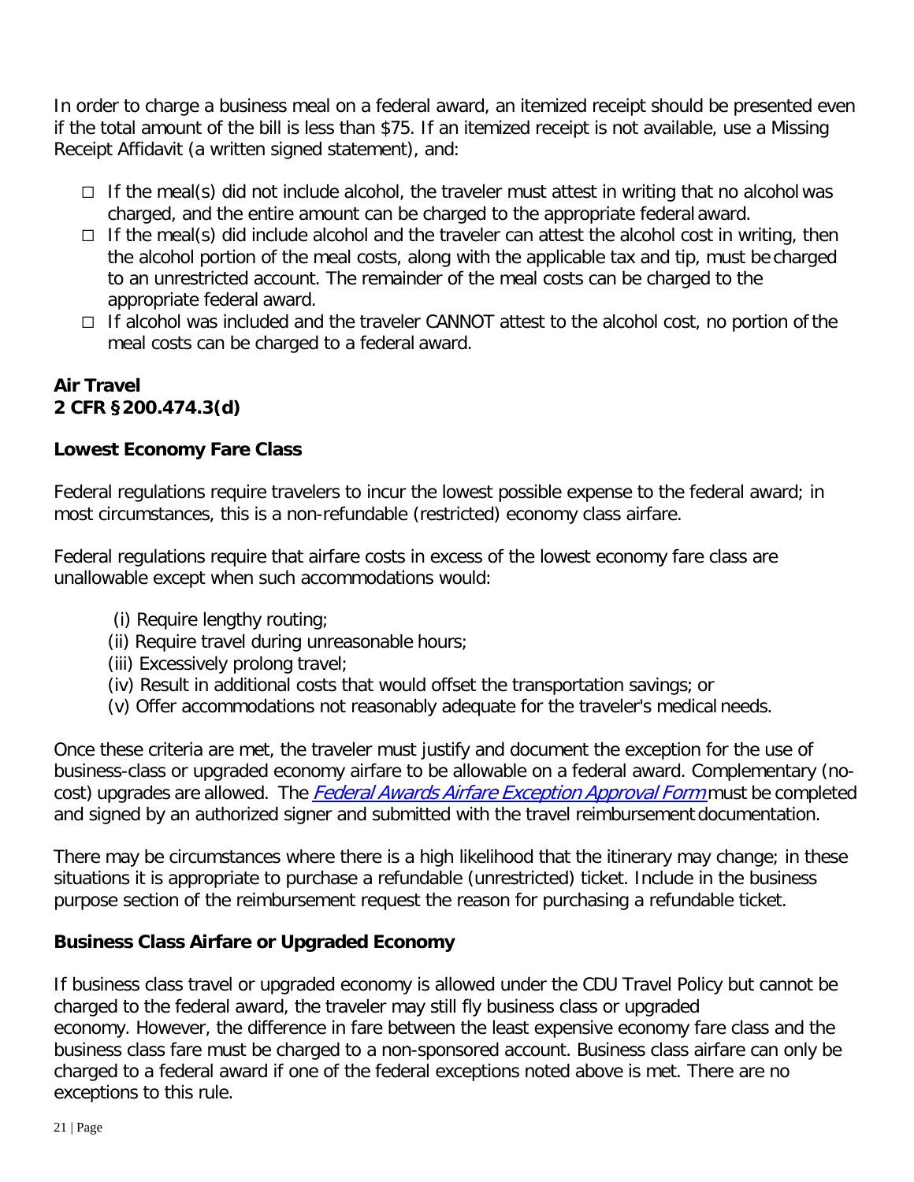In order to charge a business meal on a federal award, an itemized receipt should be presented even if the total amount of the bill is less than $75. If an itemized receipt is not available, use a Missing Receipt Affidavit (a written signed statement), and:

- If the meal(s) did not include alcohol, the traveler must attest in writing that no alcohol was charged, and the entire amount can be charged to the appropriate federal award.
- If the meal(s) did include alcohol and the traveler can attest the alcohol cost in writing, then the alcohol portion of the meal costs, along with the applicable tax and tip, must be charged to an unrestricted account. The remainder of the meal costs can be charged to the appropriate federal award.
- If alcohol was included and the traveler CANNOT attest to the alcohol cost, no portion of the meal costs can be charged to a federal award.

## Air Travel
## 2 CFR §200.474.3(d)

### Lowest Economy Fare Class

Federal regulations require travelers to incur the lowest possible expense to the federal award; in most circumstances, this is a non-refundable (restricted) economy class airfare.

Federal regulations require that airfare costs in excess of the lowest economy fare class are unallowable except when such accommodations would:

(i) Require lengthy routing;
(ii) Require travel during unreasonable hours;
(iii) Excessively prolong travel;
(iv) Result in additional costs that would offset the transportation savings; or
(v) Offer accommodations not reasonably adequate for the traveler's medical needs.

Once these criteria are met, the traveler must justify and document the exception for the use of business-class or upgraded economy airfare to be allowable on a federal award. Complementary (no-cost) upgrades are allowed. The *Federal Awards Airfare Exception Approval Form* must be completed and signed by an authorized signer and submitted with the travel reimbursement documentation.

There may be circumstances where there is a high likelihood that the itinerary may change; in these situations it is appropriate to purchase a refundable (unrestricted) ticket. Include in the business purpose section of the reimbursement request the reason for purchasing a refundable ticket.

### Business Class Airfare or Upgraded Economy

If business class travel or upgraded economy is allowed under the CDU Travel Policy but cannot be charged to the federal award, the traveler may still fly business class or upgraded economy. However, the difference in fare between the least expensive economy fare class and the business class fare must be charged to a non-sponsored account. Business class airfare can only be charged to a federal award if one of the federal exceptions noted above is met. There are no exceptions to this rule.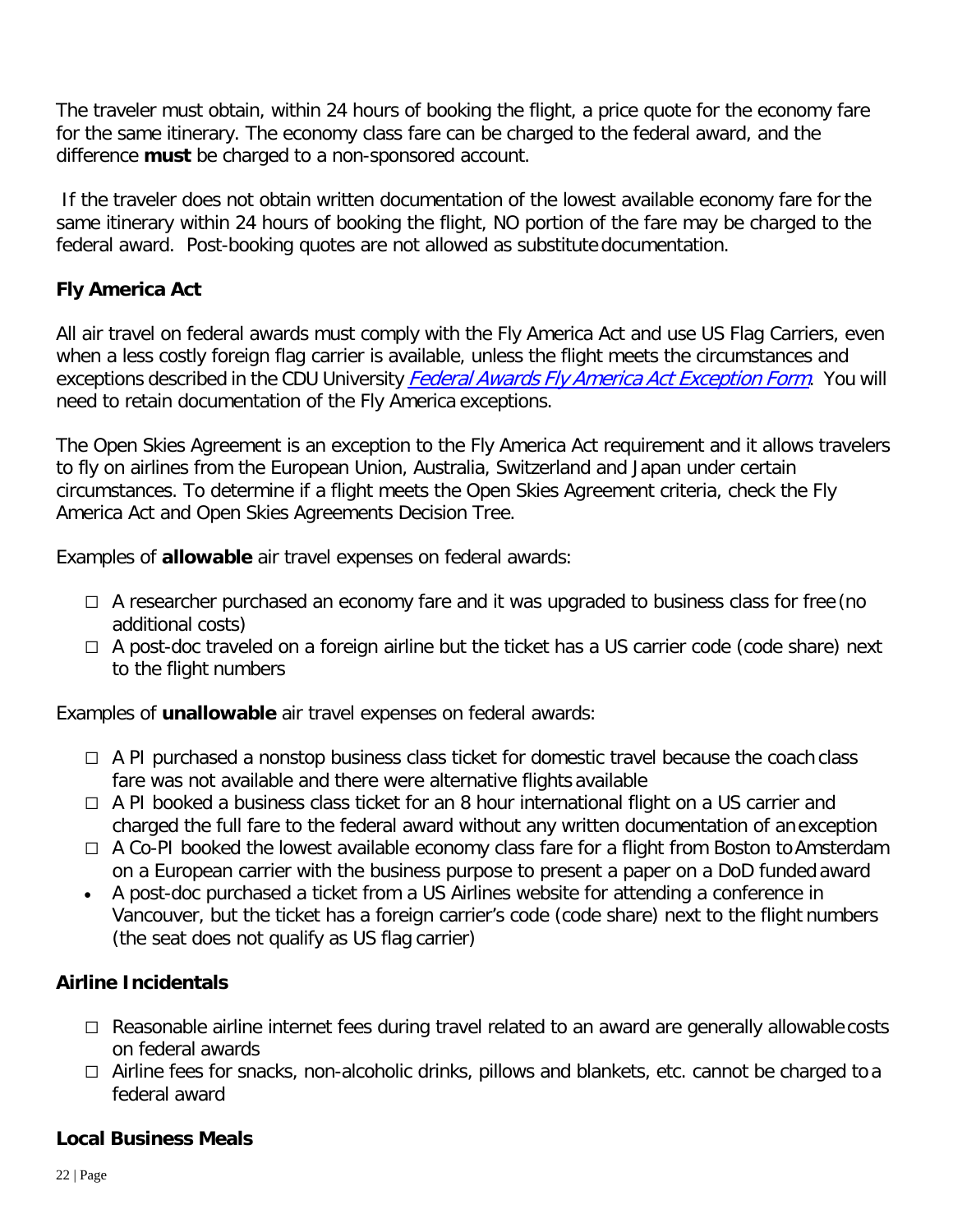The traveler must obtain, within 24 hours of booking the flight, a price quote for the economy fare for the same itinerary. The economy class fare can be charged to the federal award, and the difference **must** be charged to a non-sponsored account.

If the traveler does not obtain written documentation of the lowest available economy fare for the same itinerary within 24 hours of booking the flight, NO portion of the fare may be charged to the federal award. Post-booking quotes are not allowed as substitute documentation.

### Fly America Act

All air travel on federal awards must comply with the Fly America Act and use US Flag Carriers, even when a less costly foreign flag carrier is available, unless the flight meets the circumstances and exceptions described in the CDU University *Federal Awards Fly America Act Exception Form*. You will need to retain documentation of the Fly America exceptions.

The Open Skies Agreement is an exception to the Fly America Act requirement and it allows travelers to fly on airlines from the European Union, Australia, Switzerland and Japan under certain circumstances. To determine if a flight meets the Open Skies Agreement criteria, check the Fly America Act and Open Skies Agreements Decision Tree.

Examples of **allowable** air travel expenses on federal awards:

- ☐ A researcher purchased an economy fare and it was upgraded to business class for free (no additional costs)
- ☐ A post-doc traveled on a foreign airline but the ticket has a US carrier code (code share) next to the flight numbers

Examples of **unallowable** air travel expenses on federal awards:

- ☐ A PI purchased a nonstop business class ticket for domestic travel because the coach class fare was not available and there were alternative flights available
- ☐ A PI booked a business class ticket for an 8 hour international flight on a US carrier and charged the full fare to the federal award without any written documentation of an exception
- ☐ A Co-PI booked the lowest available economy class fare for a flight from Boston to Amsterdam on a European carrier with the business purpose to present a paper on a DoD funded award
- A post-doc purchased a ticket from a US Airlines website for attending a conference in Vancouver, but the ticket has a foreign carrier's code (code share) next to the flight numbers (the seat does not qualify as US flag carrier)

### Airline Incidentals

- ☐ Reasonable airline internet fees during travel related to an award are generally allowable costs on federal awards
- ☐ Airline fees for snacks, non-alcoholic drinks, pillows and blankets, etc. cannot be charged to a federal award

### Local Business Meals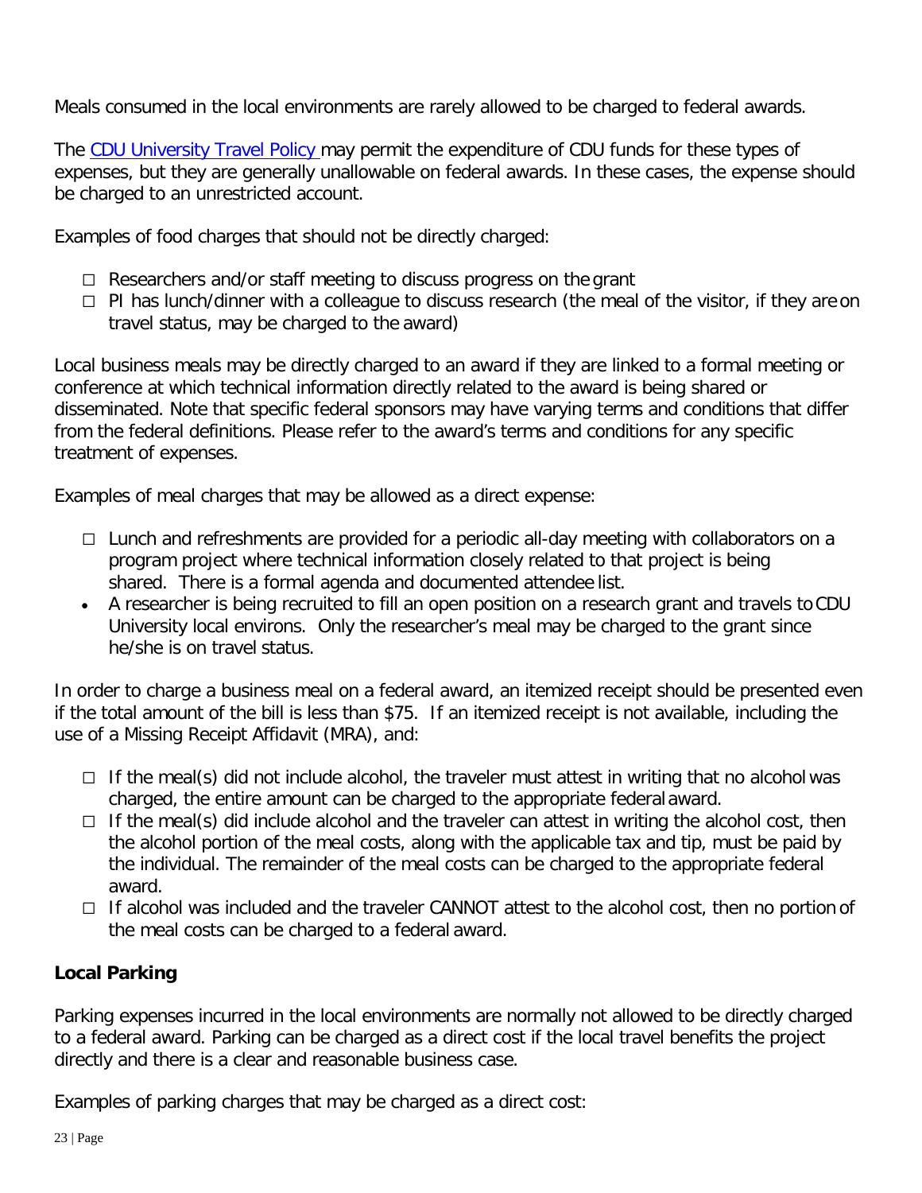Meals consumed in the local environments are rarely allowed to be charged to federal awards.

The [CDU University Travel Policy](#) may permit the expenditure of CDU funds for these types of expenses, but they are generally unallowable on federal awards. In these cases, the expense should be charged to an unrestricted account.

Examples of food charges that should not be directly charged:

- Researchers and/or staff meeting to discuss progress on the grant
- PI has lunch/dinner with a colleague to discuss research (the meal of the visitor, if they are on travel status, may be charged to the award)

Local business meals may be directly charged to an award if they are linked to a formal meeting or conference at which technical information directly related to the award is being shared or disseminated. Note that specific federal sponsors may have varying terms and conditions that differ from the federal definitions. Please refer to the award's terms and conditions for any specific treatment of expenses.

Examples of meal charges that may be allowed as a direct expense:

- Lunch and refreshments are provided for a periodic all-day meeting with collaborators on a program project where technical information closely related to that project is being shared. There is a formal agenda and documented attendee list.
- A researcher is being recruited to fill an open position on a research grant and travels to CDU University local environs. Only the researcher's meal may be charged to the grant since he/she is on travel status.

In order to charge a business meal on a federal award, an itemized receipt should be presented even if the total amount of the bill is less than $75. If an itemized receipt is not available, including the use of a Missing Receipt Affidavit (MRA), and:

- If the meal(s) did not include alcohol, the traveler must attest in writing that no alcohol was charged, the entire amount can be charged to the appropriate federal award.
- If the meal(s) did include alcohol and the traveler can attest in writing the alcohol cost, then the alcohol portion of the meal costs, along with the applicable tax and tip, must be paid by the individual. The remainder of the meal costs can be charged to the appropriate federal award.
- If alcohol was included and the traveler CANNOT attest to the alcohol cost, then no portion of the meal costs can be charged to a federal award.

**Local Parking**

Parking expenses incurred in the local environments are normally not allowed to be directly charged to a federal award. Parking can be charged as a direct cost if the local travel benefits the project directly and there is a clear and reasonable business case.

Examples of parking charges that may be charged as a direct cost: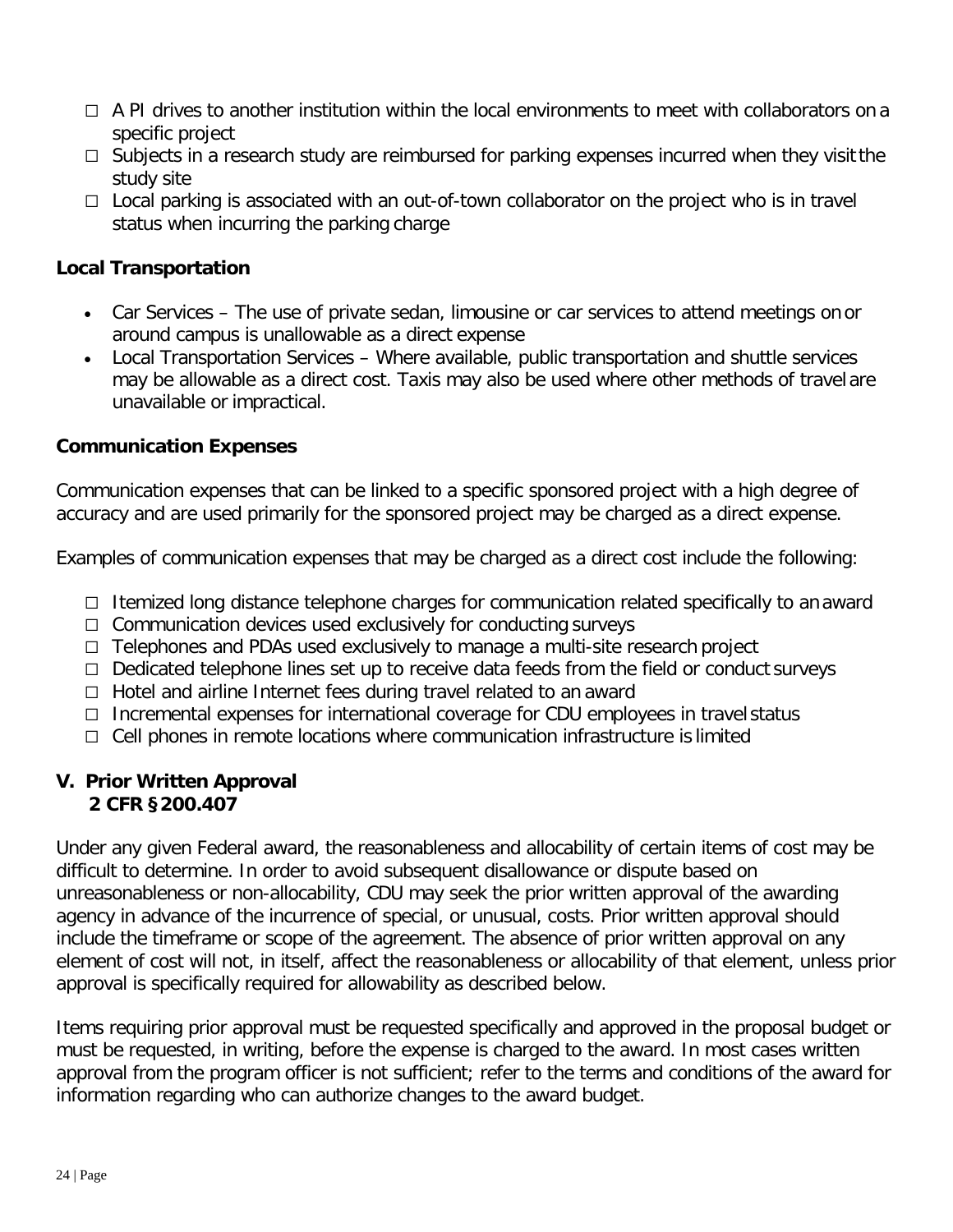- A PI drives to another institution within the local environments to meet with collaborators on a specific project
- Subjects in a research study are reimbursed for parking expenses incurred when they visit the study site
- Local parking is associated with an out-of-town collaborator on the project who is in travel status when incurring the parking charge

**Local Transportation**

- Car Services – The use of private sedan, limousine or car services to attend meetings on or around campus is unallowable as a direct expense
- Local Transportation Services – Where available, public transportation and shuttle services may be allowable as a direct cost. Taxis may also be used where other methods of travel are unavailable or impractical.

**Communication Expenses**

Communication expenses that can be linked to a specific sponsored project with a high degree of accuracy and are used primarily for the sponsored project may be charged as a direct expense.

Examples of communication expenses that may be charged as a direct cost include the following:

- Itemized long distance telephone charges for communication related specifically to an award
- Communication devices used exclusively for conducting surveys
- Telephones and PDAs used exclusively to manage a multi-site research project
- Dedicated telephone lines set up to receive data feeds from the field or conduct surveys
- Hotel and airline Internet fees during travel related to an award
- Incremental expenses for international coverage for CDU employees in travel status
- Cell phones in remote locations where communication infrastructure is limited

## V. Prior Written Approval
**2 CFR §200.407**

Under any given Federal award, the reasonableness and allocability of certain items of cost may be difficult to determine. In order to avoid subsequent disallowance or dispute based on unreasonableness or non-allocability, CDU may seek the prior written approval of the awarding agency in advance of the incurrence of special, or unusual, costs. Prior written approval should include the timeframe or scope of the agreement. The absence of prior written approval on any element of cost will not, in itself, affect the reasonableness or allocability of that element, unless prior approval is specifically required for allowability as described below.

Items requiring prior approval must be requested specifically and approved in the proposal budget or must be requested, in writing, before the expense is charged to the award. In most cases written approval from the program officer is not sufficient; refer to the terms and conditions of the award for information regarding who can authorize changes to the award budget.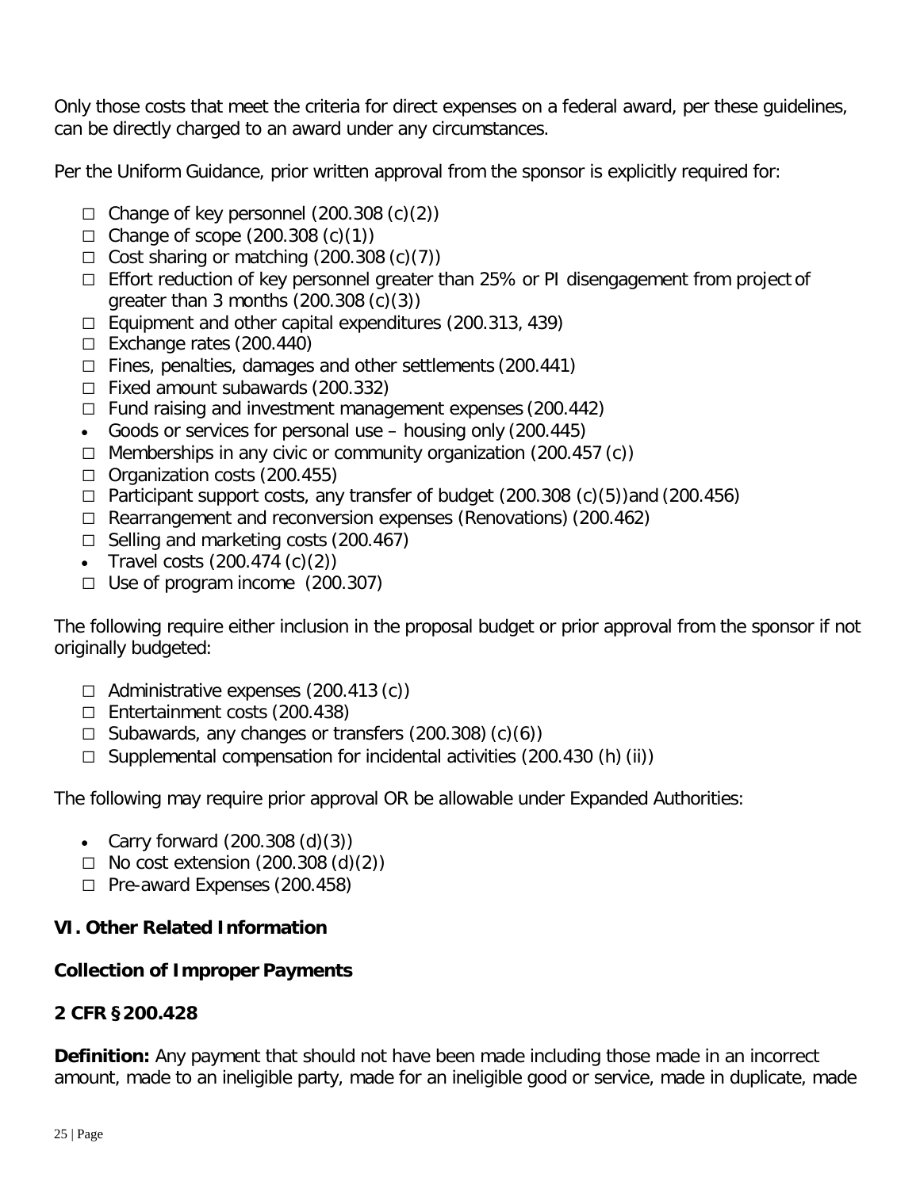Only those costs that meet the criteria for direct expenses on a federal award, per these guidelines, can be directly charged to an award under any circumstances.

Per the Uniform Guidance, prior written approval from the sponsor is explicitly required for:

- ☐ Change of key personnel (200.308 (c)(2))
- ☐ Change of scope (200.308 (c)(1))
- ☐ Cost sharing or matching (200.308 (c)(7))
- ☐ Effort reduction of key personnel greater than 25% or PI disengagement from project of greater than 3 months (200.308 (c)(3))
- ☐ Equipment and other capital expenditures (200.313, 439)
- ☐ Exchange rates (200.440)
- ☐ Fines, penalties, damages and other settlements (200.441)
- ☐ Fixed amount subawards (200.332)
- ☐ Fund raising and investment management expenses (200.442)
- Goods or services for personal use – housing only (200.445)
- ☐ Memberships in any civic or community organization (200.457 (c))
- ☐ Organization costs (200.455)
- ☐ Participant support costs, any transfer of budget (200.308 (c)(5)) and (200.456)
- ☐ Rearrangement and reconversion expenses (Renovations) (200.462)
- ☐ Selling and marketing costs (200.467)
- Travel costs (200.474 (c)(2))
- ☐ Use of program income (200.307)

The following require either inclusion in the proposal budget or prior approval from the sponsor if not originally budgeted:

- ☐ Administrative expenses (200.413 (c))
- ☐ Entertainment costs (200.438)
- ☐ Subawards, any changes or transfers (200.308) (c)(6))
- ☐ Supplemental compensation for incidental activities (200.430 (h) (ii))

The following may require prior approval OR be allowable under Expanded Authorities:

- Carry forward (200.308 (d)(3))
- ☐ No cost extension (200.308 (d)(2))
- ☐ Pre-award Expenses (200.458)

## VI. Other Related Information

### Collection of Improper Payments

### 2 CFR §200.428

**Definition:** Any payment that should not have been made including those made in an incorrect amount, made to an ineligible party, made for an ineligible good or service, made in duplicate, made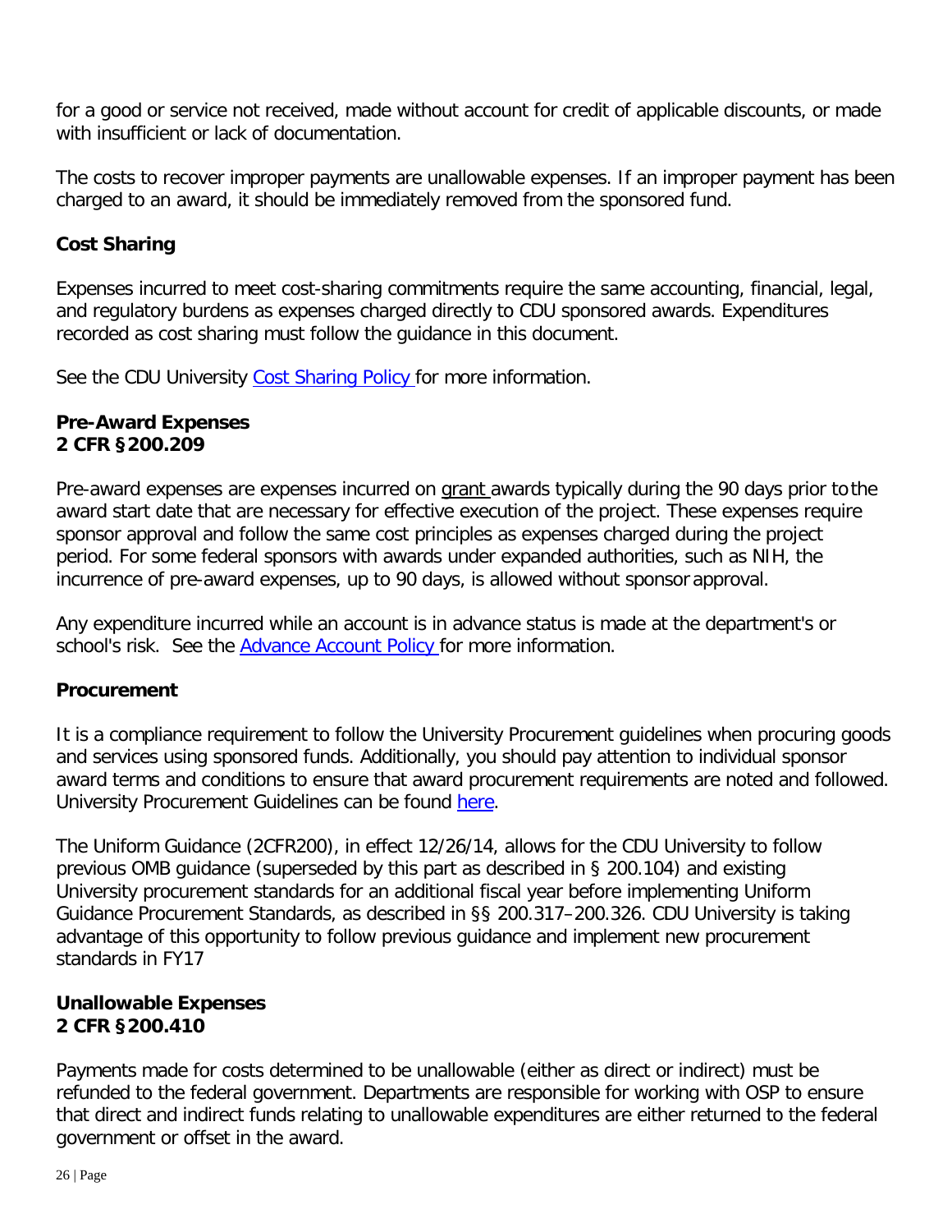for a good or service not received, made without account for credit of applicable discounts, or made with insufficient or lack of documentation.

The costs to recover improper payments are unallowable expenses. If an improper payment has been charged to an award, it should be immediately removed from the sponsored fund.

**Cost Sharing**

Expenses incurred to meet cost-sharing commitments require the same accounting, financial, legal, and regulatory burdens as expenses charged directly to CDU sponsored awards. Expenditures recorded as cost sharing must follow the guidance in this document.

See the CDU University Cost Sharing Policy for more information.

**Pre-Award Expenses**
**2 CFR §200.209**

Pre-award expenses are expenses incurred on grant awards typically during the 90 days prior to the award start date that are necessary for effective execution of the project. These expenses require sponsor approval and follow the same cost principles as expenses charged during the project period. For some federal sponsors with awards under expanded authorities, such as NIH, the incurrence of pre-award expenses, up to 90 days, is allowed without sponsor approval.

Any expenditure incurred while an account is in advance status is made at the department's or school's risk. See the Advance Account Policy for more information.

**Procurement**

It is a compliance requirement to follow the University Procurement guidelines when procuring goods and services using sponsored funds. Additionally, you should pay attention to individual sponsor award terms and conditions to ensure that award procurement requirements are noted and followed. University Procurement Guidelines can be found here.

The Uniform Guidance (2CFR200), in effect 12/26/14, allows for the CDU University to follow previous OMB guidance (superseded by this part as described in § 200.104) and existing University procurement standards for an additional fiscal year before implementing Uniform Guidance Procurement Standards, as described in §§ 200.317–200.326. CDU University is taking advantage of this opportunity to follow previous guidance and implement new procurement standards in FY17

**Unallowable Expenses**
**2 CFR §200.410**

Payments made for costs determined to be unallowable (either as direct or indirect) must be refunded to the federal government. Departments are responsible for working with OSP to ensure that direct and indirect funds relating to unallowable expenditures are either returned to the federal government or offset in the award.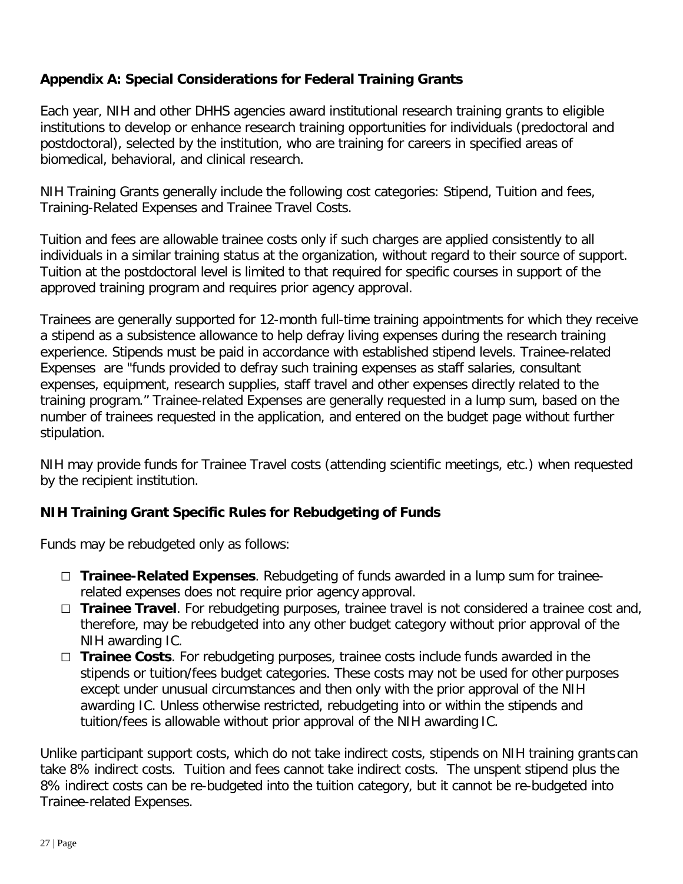## Appendix A: Special Considerations for Federal Training Grants

Each year, NIH and other DHHS agencies award institutional research training grants to eligible institutions to develop or enhance research training opportunities for individuals (predoctoral and postdoctoral), selected by the institution, who are training for careers in specified areas of biomedical, behavioral, and clinical research.

NIH Training Grants generally include the following cost categories: Stipend, Tuition and fees, Training-Related Expenses and Trainee Travel Costs.

Tuition and fees are allowable trainee costs only if such charges are applied consistently to all individuals in a similar training status at the organization, without regard to their source of support. Tuition at the postdoctoral level is limited to that required for specific courses in support of the approved training program and requires prior agency approval.

Trainees are generally supported for 12-month full-time training appointments for which they receive a stipend as a subsistence allowance to help defray living expenses during the research training experience. Stipends must be paid in accordance with established stipend levels. Trainee-related Expenses are "funds provided to defray such training expenses as staff salaries, consultant expenses, equipment, research supplies, staff travel and other expenses directly related to the training program." Trainee-related Expenses are generally requested in a lump sum, based on the number of trainees requested in the application, and entered on the budget page without further stipulation.

NIH may provide funds for Trainee Travel costs (attending scientific meetings, etc.) when requested by the recipient institution.

### NIH Training Grant Specific Rules for Rebudgeting of Funds

Funds may be rebudgeted only as follows:

- **Trainee-Related Expenses**. Rebudgeting of funds awarded in a lump sum for trainee-related expenses does not require prior agency approval.
- **Trainee Travel**. For rebudgeting purposes, trainee travel is not considered a trainee cost and, therefore, may be rebudgeted into any other budget category without prior approval of the NIH awarding IC.
- **Trainee Costs**. For rebudgeting purposes, trainee costs include funds awarded in the stipends or tuition/fees budget categories. These costs may not be used for other purposes except under unusual circumstances and then only with the prior approval of the NIH awarding IC. Unless otherwise restricted, rebudgeting into or within the stipends and tuition/fees is allowable without prior approval of the NIH awarding IC.

Unlike participant support costs, which do not take indirect costs, stipends on NIH training grants can take 8% indirect costs. Tuition and fees cannot take indirect costs. The unspent stipend plus the 8% indirect costs can be re-budgeted into the tuition category, but it cannot be re-budgeted into Trainee-related Expenses.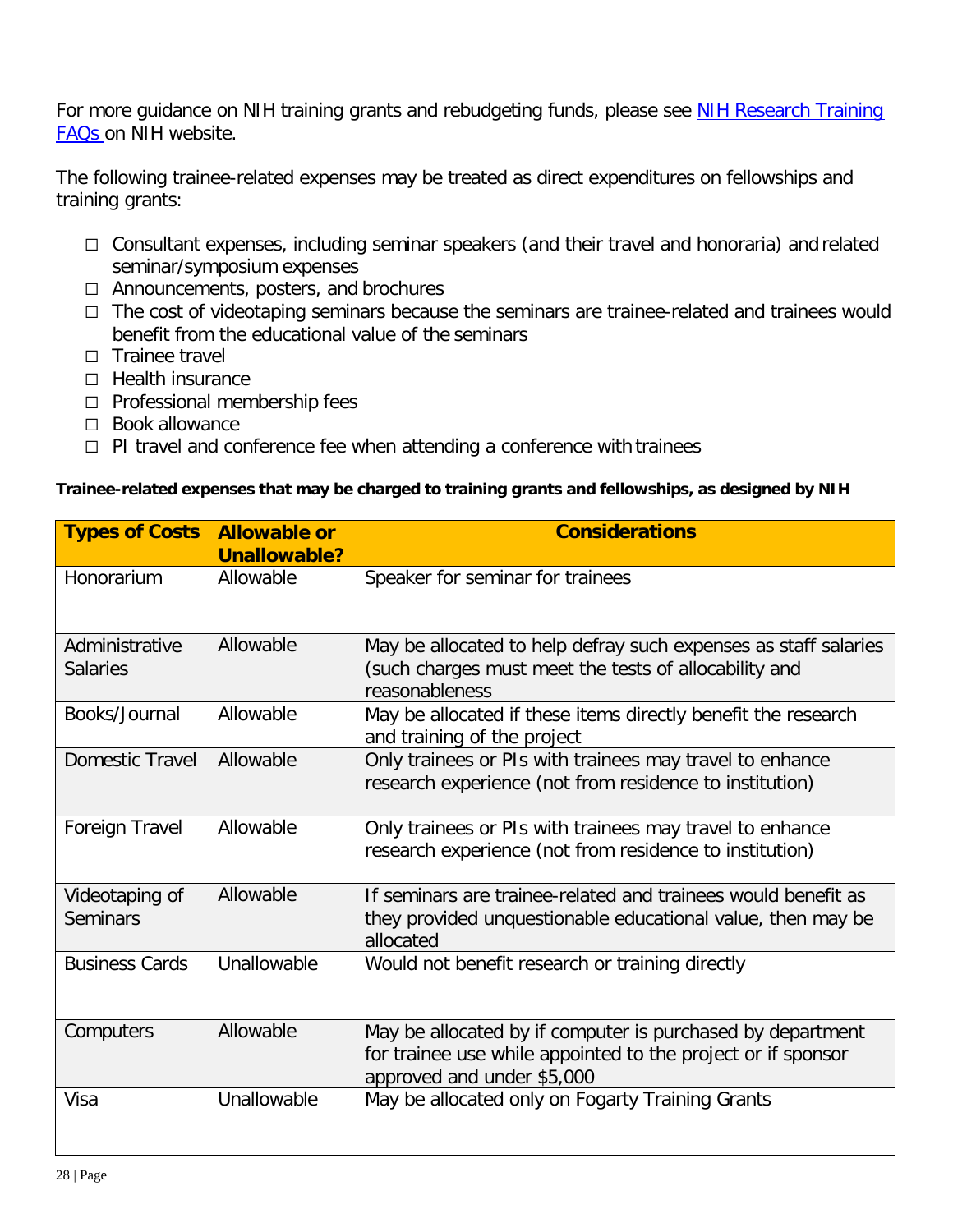For more guidance on NIH training grants and rebudgeting funds, please see [NIH Research Training FAQs](NIH Research Training FAQs) on NIH website.

The following trainee-related expenses may be treated as direct expenditures on fellowships and training grants:

- Consultant expenses, including seminar speakers (and their travel and honoraria) and related seminar/symposium expenses
- Announcements, posters, and brochures
- The cost of videotaping seminars because the seminars are trainee-related and trainees would benefit from the educational value of the seminars
- Trainee travel
- Health insurance
- Professional membership fees
- Book allowance
- PI travel and conference fee when attending a conference with trainees

**Trainee-related expenses that may be charged to training grants and fellowships, as designed by NIH**

| Types of Costs | Allowable or Unallowable? | Considerations |
|---|---|---|
| Honorarium | Allowable | Speaker for seminar for trainees |
| Administrative Salaries | Allowable | May be allocated to help defray such expenses as staff salaries (such charges must meet the tests of allocability and reasonableness |
| Books/Journal | Allowable | May be allocated if these items directly benefit the research and training of the project |
| Domestic Travel | Allowable | Only trainees or PIs with trainees may travel to enhance research experience (not from residence to institution) |
| Foreign Travel | Allowable | Only trainees or PIs with trainees may travel to enhance research experience (not from residence to institution) |
| Videotaping of Seminars | Allowable | If seminars are trainee-related and trainees would benefit as they provided unquestionable educational value, then may be allocated |
| Business Cards | Unallowable | Would not benefit research or training directly |
| Computers | Allowable | May be allocated by if computer is purchased by department for trainee use while appointed to the project or if sponsor approved and under $5,000 |
| Visa | Unallowable | May be allocated only on Fogarty Training Grants |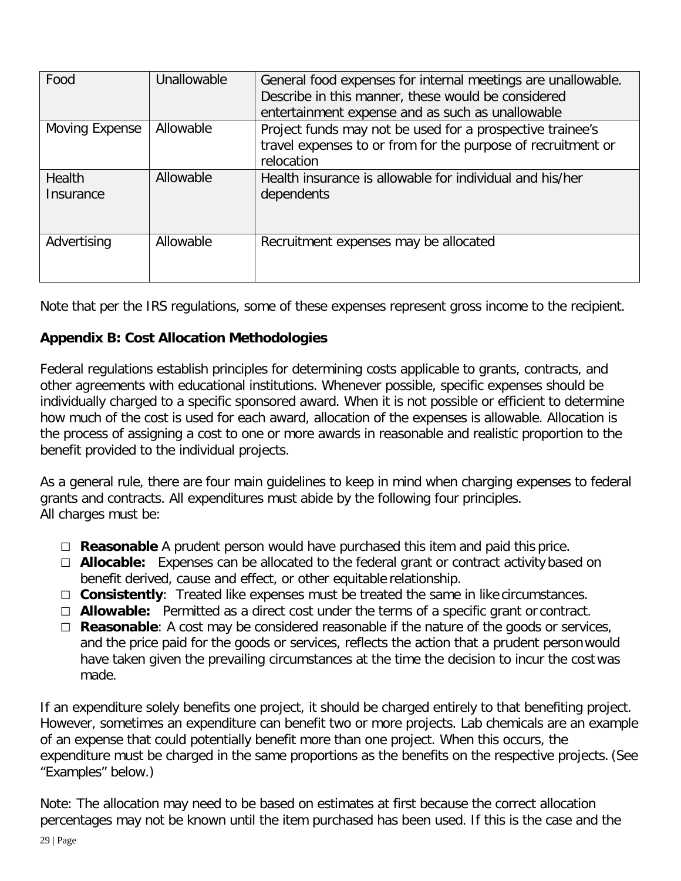| Food | Unallowable | General food expenses for internal meetings are unallowable. Describe in this manner, these would be considered entertainment expense and as such as unallowable |
|---|---|---|
| Moving Expense | Allowable | Project funds may not be used for a prospective trainee's travel expenses to or from for the purpose of recruitment or relocation |
| Health Insurance | Allowable | Health insurance is allowable for individual and his/her dependents |
| Advertising | Allowable | Recruitment expenses may be allocated |

Note that per the IRS regulations, some of these expenses represent gross income to the recipient.

## Appendix B: Cost Allocation Methodologies

Federal regulations establish principles for determining costs applicable to grants, contracts, and other agreements with educational institutions. Whenever possible, specific expenses should be individually charged to a specific sponsored award. When it is not possible or efficient to determine how much of the cost is used for each award, allocation of the expenses is allowable. Allocation is the process of assigning a cost to one or more awards in reasonable and realistic proportion to the benefit provided to the individual projects.

As a general rule, there are four main guidelines to keep in mind when charging expenses to federal grants and contracts. All expenditures must abide by the following four principles.
All charges must be:

- **Reasonable** A prudent person would have purchased this item and paid this price.
- **Allocable:** Expenses can be allocated to the federal grant or contract activity based on benefit derived, cause and effect, or other equitable relationship.
- **Consistently**: Treated like expenses must be treated the same in like circumstances.
- **Allowable:** Permitted as a direct cost under the terms of a specific grant or contract.
- **Reasonable**: A cost may be considered reasonable if the nature of the goods or services, and the price paid for the goods or services, reflects the action that a prudent person would have taken given the prevailing circumstances at the time the decision to incur the cost was made.

If an expenditure solely benefits one project, it should be charged entirely to that benefiting project. However, sometimes an expenditure can benefit two or more projects. Lab chemicals are an example of an expense that could potentially benefit more than one project. When this occurs, the expenditure must be charged in the same proportions as the benefits on the respective projects. (See "Examples" below.)

Note: The allocation may need to be based on estimates at first because the correct allocation percentages may not be known until the item purchased has been used. If this is the case and the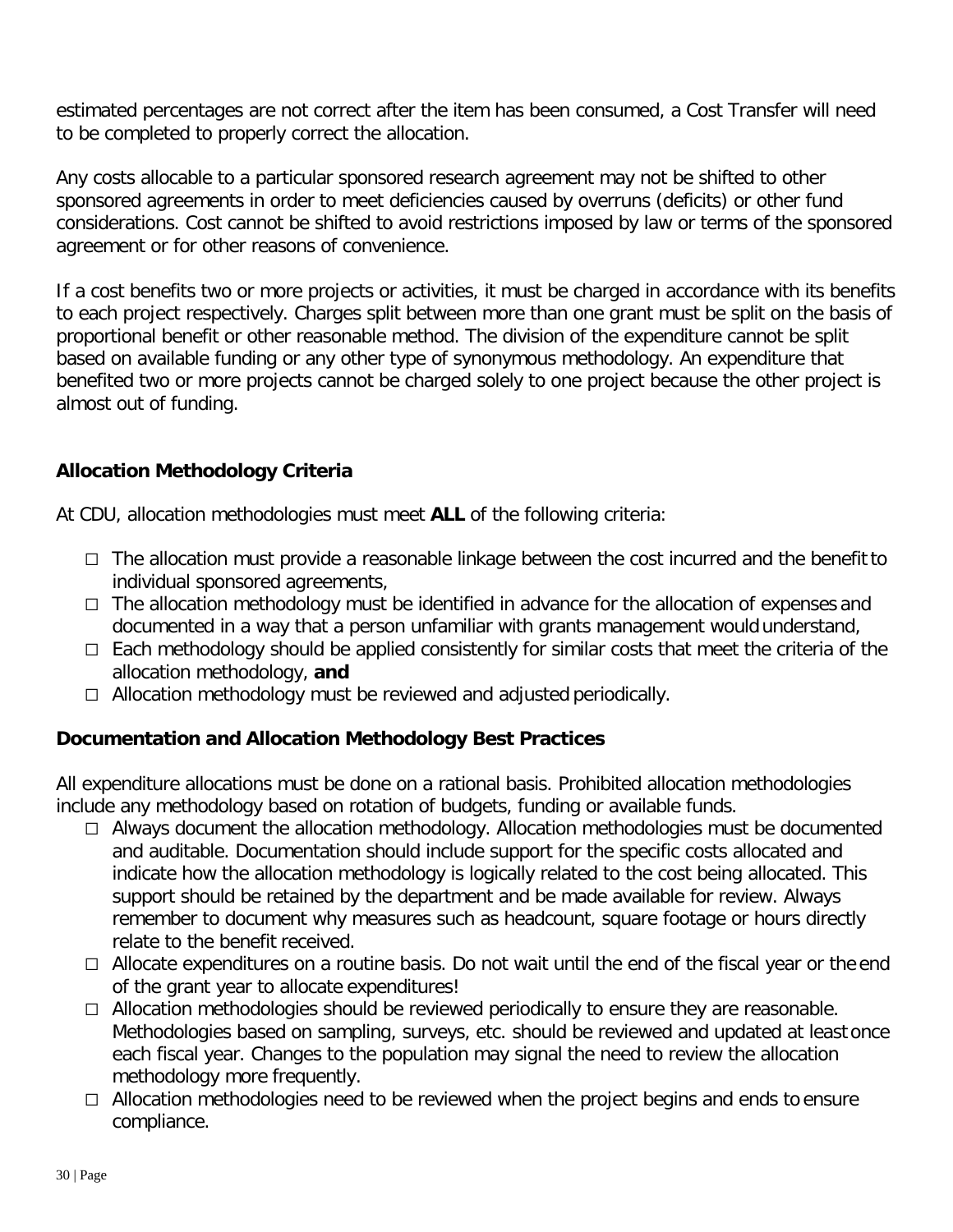estimated percentages are not correct after the item has been consumed, a Cost Transfer will need to be completed to properly correct the allocation.

Any costs allocable to a particular sponsored research agreement may not be shifted to other sponsored agreements in order to meet deficiencies caused by overruns (deficits) or other fund considerations. Cost cannot be shifted to avoid restrictions imposed by law or terms of the sponsored agreement or for other reasons of convenience.

If a cost benefits two or more projects or activities, it must be charged in accordance with its benefits to each project respectively. Charges split between more than one grant must be split on the basis of proportional benefit or other reasonable method. The division of the expenditure cannot be split based on available funding or any other type of synonymous methodology. An expenditure that benefited two or more projects cannot be charged solely to one project because the other project is almost out of funding.

## Allocation Methodology Criteria

At CDU, allocation methodologies must meet **ALL** of the following criteria:

- The allocation must provide a reasonable linkage between the cost incurred and the benefit to individual sponsored agreements,
- The allocation methodology must be identified in advance for the allocation of expenses and documented in a way that a person unfamiliar with grants management would understand,
- Each methodology should be applied consistently for similar costs that meet the criteria of the allocation methodology, **and**
- Allocation methodology must be reviewed and adjusted periodically.

## Documentation and Allocation Methodology Best Practices

All expenditure allocations must be done on a rational basis. Prohibited allocation methodologies include any methodology based on rotation of budgets, funding or available funds.

- Always document the allocation methodology. Allocation methodologies must be documented and auditable. Documentation should include support for the specific costs allocated and indicate how the allocation methodology is logically related to the cost being allocated. This support should be retained by the department and be made available for review. Always remember to document why measures such as headcount, square footage or hours directly relate to the benefit received.
- Allocate expenditures on a routine basis. Do not wait until the end of the fiscal year or the end of the grant year to allocate expenditures!
- Allocation methodologies should be reviewed periodically to ensure they are reasonable. Methodologies based on sampling, surveys, etc. should be reviewed and updated at least once each fiscal year. Changes to the population may signal the need to review the allocation methodology more frequently.
- Allocation methodologies need to be reviewed when the project begins and ends to ensure compliance.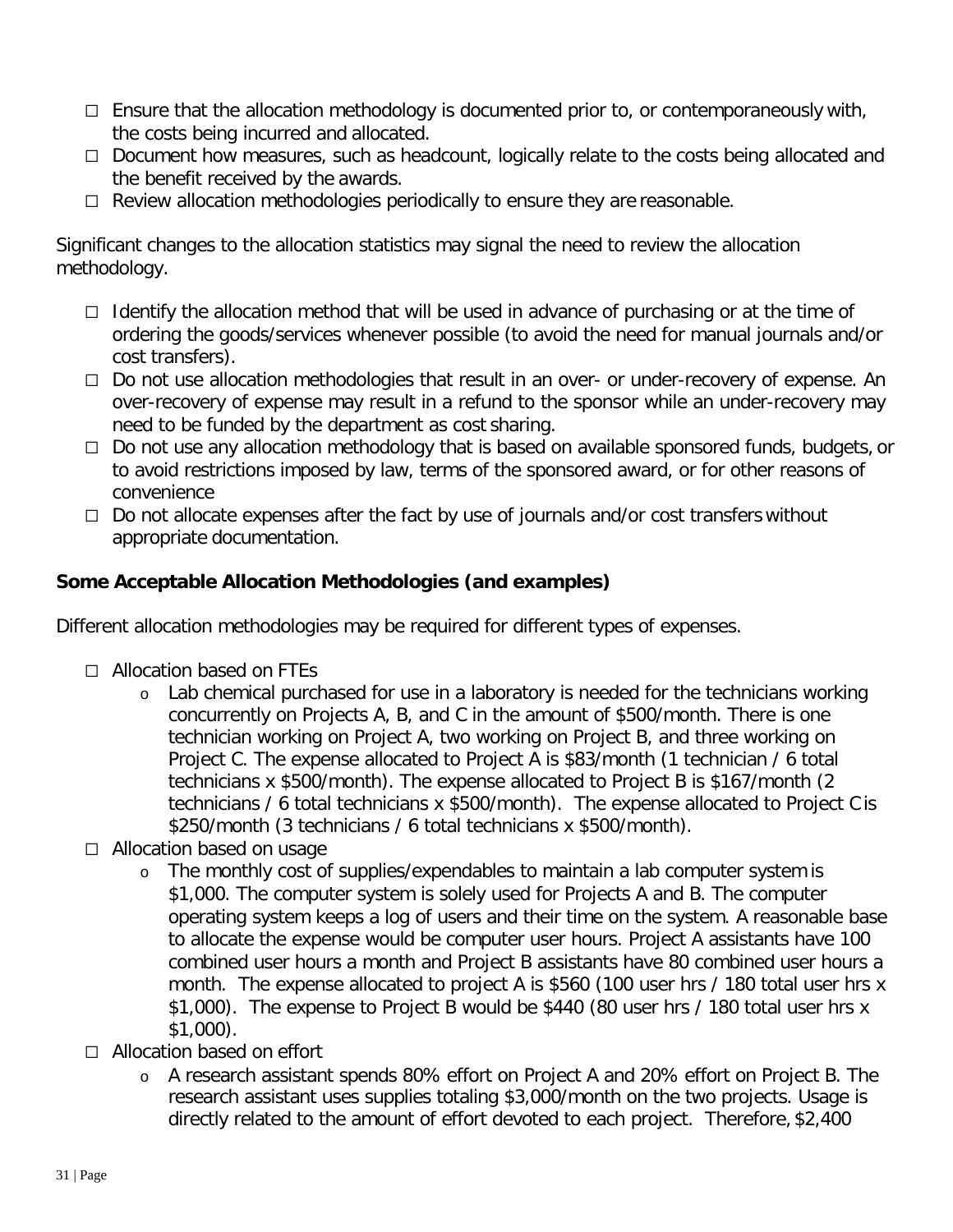- Ensure that the allocation methodology is documented prior to, or contemporaneously with, the costs being incurred and allocated.
- Document how measures, such as headcount, logically relate to the costs being allocated and the benefit received by the awards.
- Review allocation methodologies periodically to ensure they are reasonable.

Significant changes to the allocation statistics may signal the need to review the allocation methodology.

- Identify the allocation method that will be used in advance of purchasing or at the time of ordering the goods/services whenever possible (to avoid the need for manual journals and/or cost transfers).
- Do not use allocation methodologies that result in an over- or under-recovery of expense. An over-recovery of expense may result in a refund to the sponsor while an under-recovery may need to be funded by the department as cost sharing.
- Do not use any allocation methodology that is based on available sponsored funds, budgets, or to avoid restrictions imposed by law, terms of the sponsored award, or for other reasons of convenience
- Do not allocate expenses after the fact by use of journals and/or cost transfers without appropriate documentation.

**Some Acceptable Allocation Methodologies (and examples)**

Different allocation methodologies may be required for different types of expenses.

- Allocation based on FTEs
  - Lab chemical purchased for use in a laboratory is needed for the technicians working concurrently on Projects A, B, and C in the amount of $500/month. There is one technician working on Project A, two working on Project B, and three working on Project C. The expense allocated to Project A is $83/month (1 technician / 6 total technicians x $500/month). The expense allocated to Project B is $167/month (2 technicians / 6 total technicians x $500/month). The expense allocated to Project C is $250/month (3 technicians / 6 total technicians x $500/month).
- Allocation based on usage
  - The monthly cost of supplies/expendables to maintain a lab computer system is $1,000. The computer system is solely used for Projects A and B. The computer operating system keeps a log of users and their time on the system. A reasonable base to allocate the expense would be computer user hours. Project A assistants have 100 combined user hours a month and Project B assistants have 80 combined user hours a month. The expense allocated to project A is $560 (100 user hrs / 180 total user hrs x $1,000). The expense to Project B would be $440 (80 user hrs / 180 total user hrs x $1,000).
- Allocation based on effort
  - A research assistant spends 80% effort on Project A and 20% effort on Project B. The research assistant uses supplies totaling $3,000/month on the two projects. Usage is directly related to the amount of effort devoted to each project. Therefore, $2,400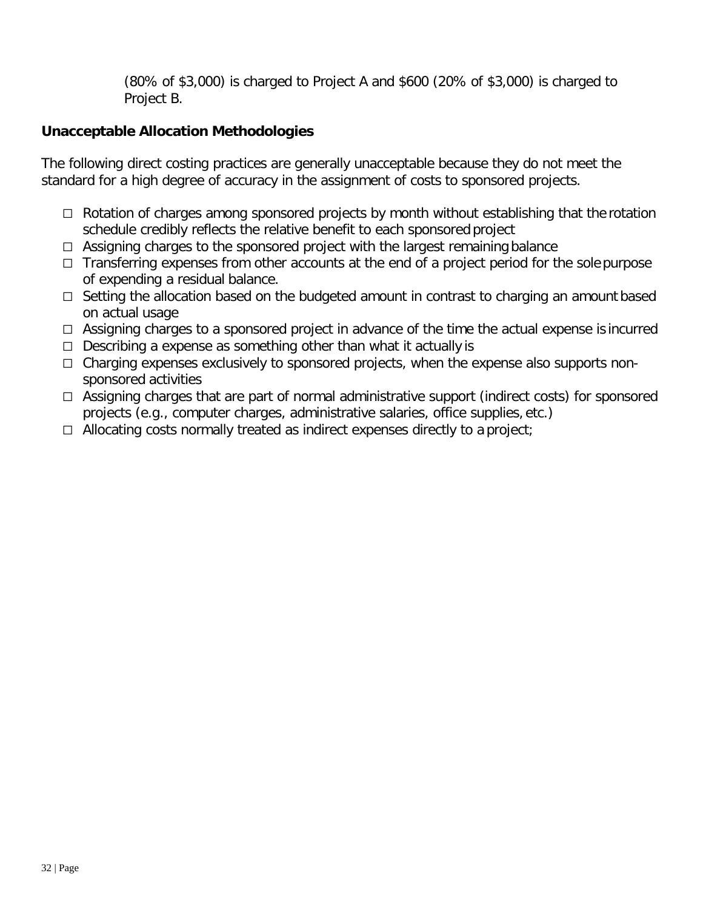(80% of $3,000) is charged to Project A and $600 (20% of $3,000) is charged to Project B.

**Unacceptable Allocation Methodologies**

The following direct costing practices are generally unacceptable because they do not meet the standard for a high degree of accuracy in the assignment of costs to sponsored projects.

- Rotation of charges among sponsored projects by month without establishing that the rotation schedule credibly reflects the relative benefit to each sponsored project
- Assigning charges to the sponsored project with the largest remaining balance
- Transferring expenses from other accounts at the end of a project period for the sole purpose of expending a residual balance.
- Setting the allocation based on the budgeted amount in contrast to charging an amount based on actual usage
- Assigning charges to a sponsored project in advance of the time the actual expense is incurred
- Describing a expense as something other than what it actually is
- Charging expenses exclusively to sponsored projects, when the expense also supports non-sponsored activities
- Assigning charges that are part of normal administrative support (indirect costs) for sponsored projects (e.g., computer charges, administrative salaries, office supplies, etc.)
- Allocating costs normally treated as indirect expenses directly to a project;